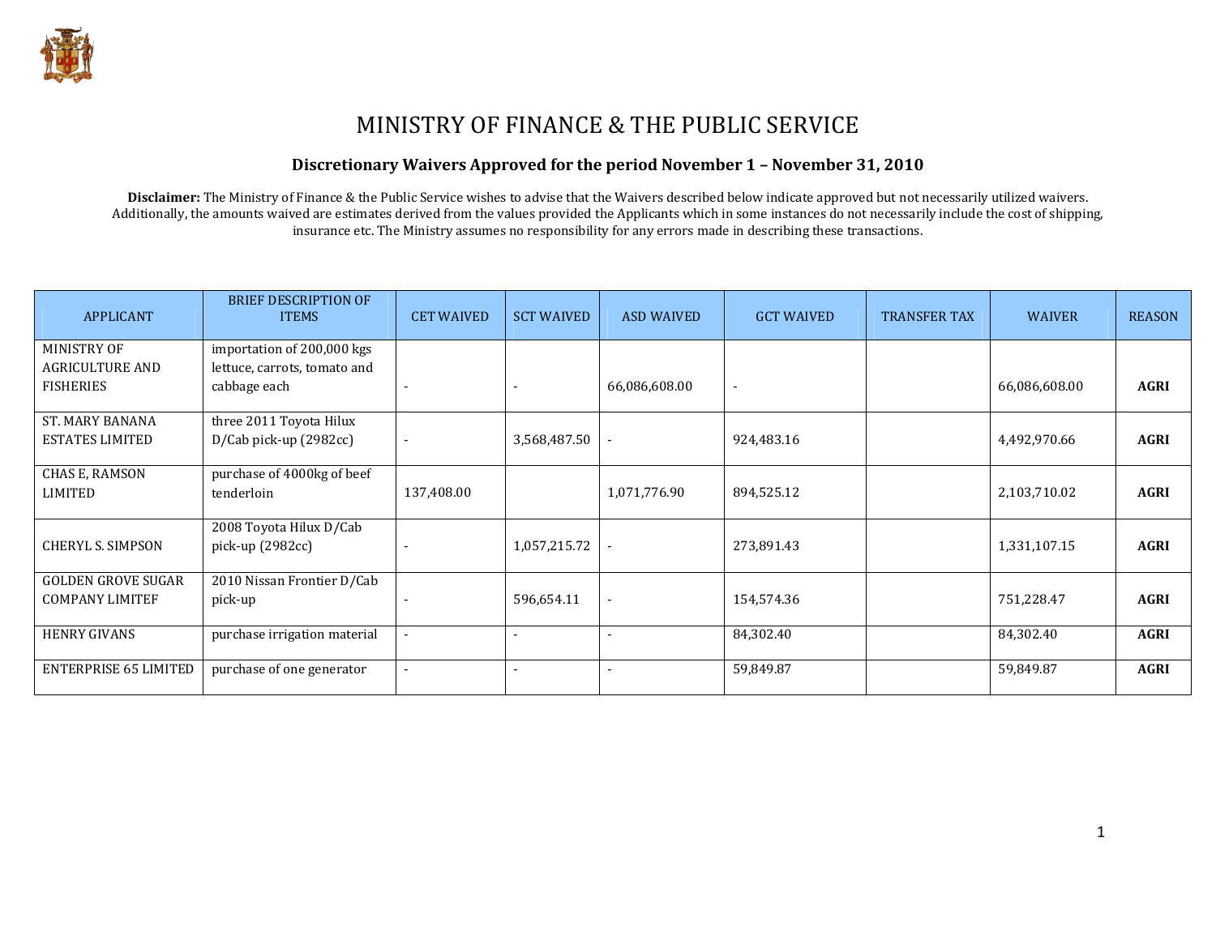# MINISTRY OF FINANCE & THE PUBLIC SERVICE

## Discretionary Waivers Approved for the period November 1 – November 31, 2010

**Disclaimer:** The Ministry of Finance & the Public Service wishes to advise that the Waivers described below indicate approved but not necessarily utilized waivers. Additionally, the amounts waived are estimates derived from the values provided the Applicants which in some instances do not necessarily include the cost of shipping, insurance etc. The Ministry assumes no responsibility for any errors made in describing these transactions.

| APPLICANT | BRIEF DESCRIPTION OF ITEMS | CET WAIVED | SCT WAIVED | ASD WAIVED | GCT WAIVED | TRANSFER TAX | WAIVER | REASON |
|---|---|---|---|---|---|---|---|---|
| MINISTRY OF AGRICULTURE AND FISHERIES | importation of 200,000 kgs lettuce, carrots, tomato and cabbage each | - | - | 66,086,608.00 | - | | 66,086,608.00 | **AGRI** |
| ST. MARY BANANA ESTATES LIMITED | three 2011 Toyota Hilux D/Cab pick-up (2982cc) | - | 3,568,487.50 | - | 924,483.16 | | 4,492,970.66 | **AGRI** |
| CHAS E, RAMSON LIMITED | purchase of 4000kg of beef tenderloin | 137,408.00 | | 1,071,776.90 | 894,525.12 | | 2,103,710.02 | **AGRI** |
| CHERYL S. SIMPSON | 2008 Toyota Hilux D/Cab pick-up (2982cc) | - | 1,057,215.72 | - | 273,891.43 | | 1,331,107.15 | **AGRI** |
| GOLDEN GROVE SUGAR COMPANY LIMITEF | 2010 Nissan Frontier D/Cab pick-up | - | 596,654.11 | - | 154,574.36 | | 751,228.47 | **AGRI** |
| HENRY GIVANS | purchase irrigation material | - | - | - | 84,302.40 | | 84,302.40 | **AGRI** |
| ENTERPRISE 65 LIMITED | purchase of one generator | - | - | - | 59,849.87 | | 59,849.87 | **AGRI** |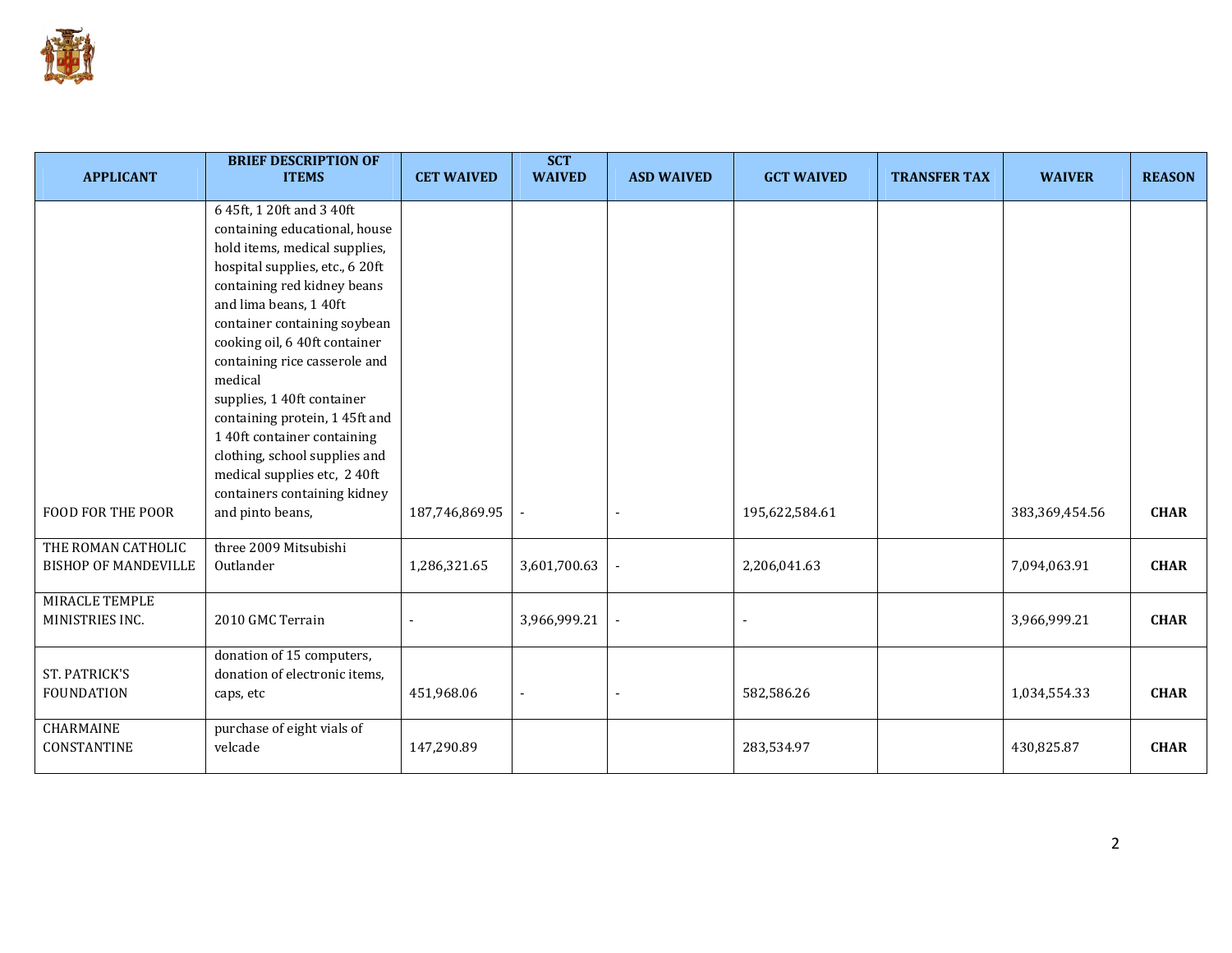| APPLICANT | BRIEF DESCRIPTION OF ITEMS | CET WAIVED | SCT WAIVED | ASD WAIVED | GCT WAIVED | TRANSFER TAX | WAIVER | REASON |
|---|---|---|---|---|---|---|---|---|
| FOOD FOR THE POOR | 6 45ft, 1 20ft and 3 40ft containing educational, house hold items, medical supplies, hospital supplies, etc., 6 20ft containing red kidney beans and lima beans, 1 40ft container containing soybean cooking oil, 6 40ft container containing rice casserole and medical supplies, 1 40ft container containing protein, 1 45ft and 1 40ft container containing clothing, school supplies and medical supplies etc, 2 40ft containers containing kidney and pinto beans, | 187,746,869.95 | - | - | 195,622,584.61 | | 383,369,454.56 | CHAR |
| THE ROMAN CATHOLIC BISHOP OF MANDEVILLE | three 2009 Mitsubishi Outlander | 1,286,321.65 | 3,601,700.63 | - | 2,206,041.63 | | 7,094,063.91 | CHAR |
| MIRACLE TEMPLE MINISTRIES INC. | 2010 GMC Terrain | - | 3,966,999.21 | - | - | | 3,966,999.21 | CHAR |
| ST. PATRICK'S FOUNDATION | donation of 15 computers, donation of electronic items, caps, etc | 451,968.06 | - | - | 582,586.26 | | 1,034,554.33 | CHAR |
| CHARMAINE CONSTANTINE | purchase of eight vials of velcade | 147,290.89 | | | 283,534.97 | | 430,825.87 | CHAR |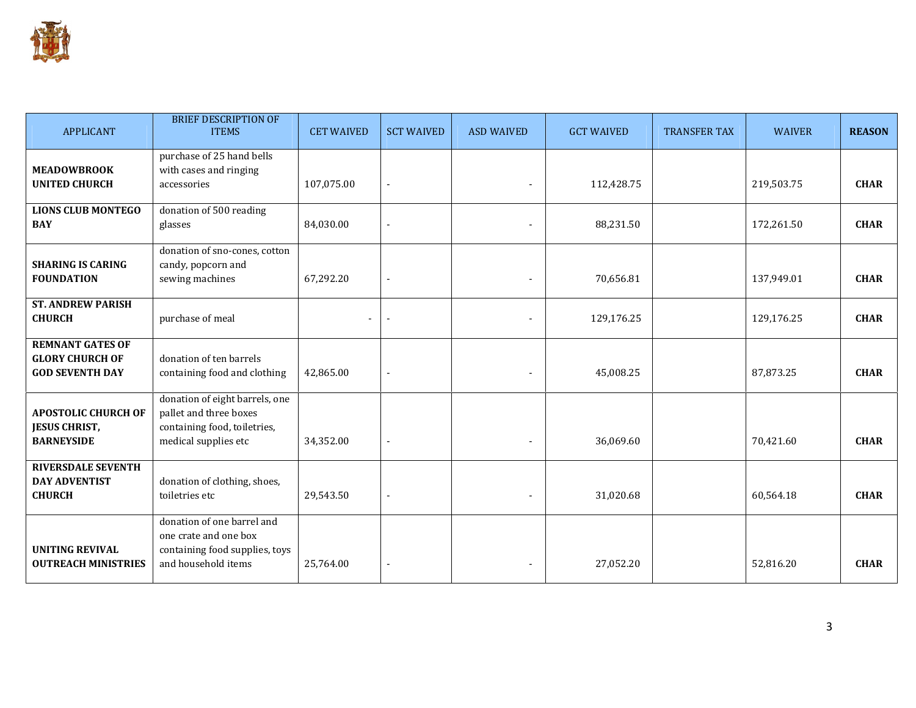| APPLICANT | BRIEF DESCRIPTION OF ITEMS | CET WAIVED | SCT WAIVED | ASD WAIVED | GCT WAIVED | TRANSFER TAX | WAIVER | **REASON** |
|---|---|---|---|---|---|---|---|---|
| **MEADOWBROOK UNITED CHURCH** | purchase of 25 hand bells with cases and ringing accessories | 107,075.00 | - | - | 112,428.75 | | 219,503.75 | **CHAR** |
| **LIONS CLUB MONTEGO BAY** | donation of 500 reading glasses | 84,030.00 | - | - | 88,231.50 | | 172,261.50 | **CHAR** |
| **SHARING IS CARING FOUNDATION** | donation of sno-cones, cotton candy, popcorn and sewing machines | 67,292.20 | - | - | 70,656.81 | | 137,949.01 | **CHAR** |
| **ST. ANDREW PARISH CHURCH** | purchase of meal | - | - | - | 129,176.25 | | 129,176.25 | **CHAR** |
| **REMNANT GATES OF GLORY CHURCH OF GOD SEVENTH DAY** | donation of ten barrels containing food and clothing | 42,865.00 | - | - | 45,008.25 | | 87,873.25 | **CHAR** |
| **APOSTOLIC CHURCH OF JESUS CHRIST, BARNEYSIDE** | donation of eight barrels, one pallet and three boxes containing food, toiletries, medical supplies etc | 34,352.00 | - | - | 36,069.60 | | 70,421.60 | **CHAR** |
| **RIVERSDALE SEVENTH DAY ADVENTIST CHURCH** | donation of clothing, shoes, toiletries etc | 29,543.50 | - | - | 31,020.68 | | 60,564.18 | **CHAR** |
| **UNITING REVIVAL OUTREACH MINISTRIES** | donation of one barrel and one crate and one box containing food supplies, toys and household items | 25,764.00 | - | - | 27,052.20 | | 52,816.20 | **CHAR** |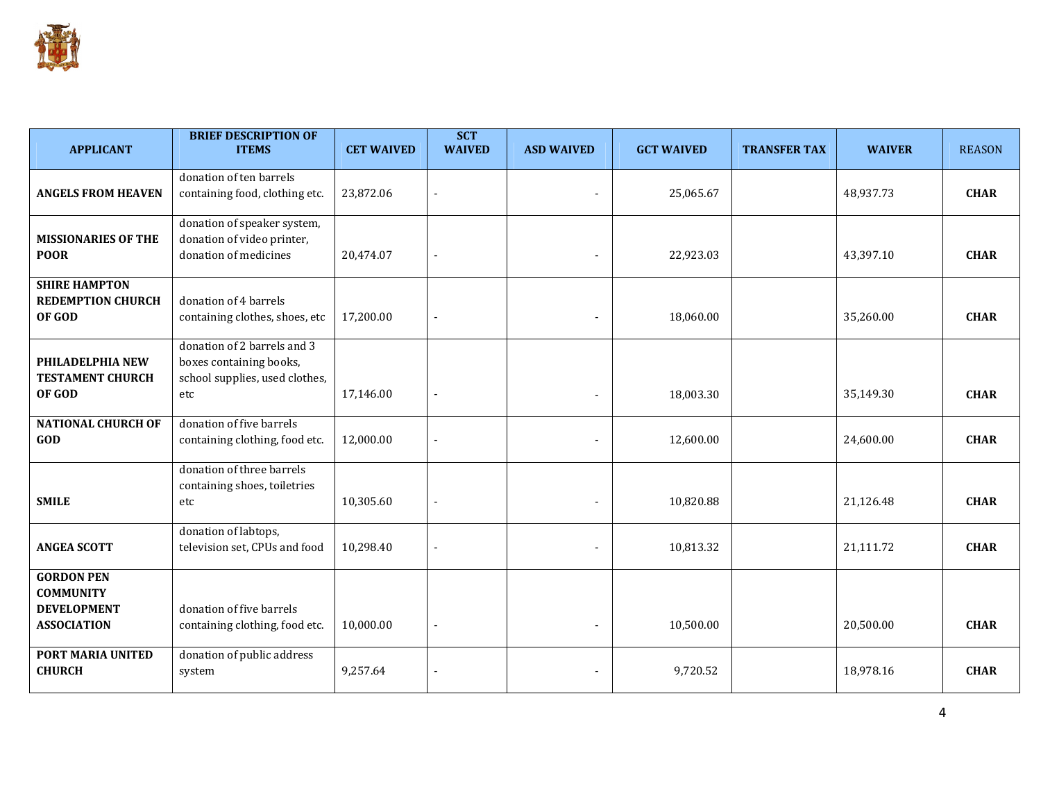| APPLICANT | BRIEF DESCRIPTION OF ITEMS | CET WAIVED | SCT WAIVED | ASD WAIVED | GCT WAIVED | TRANSFER TAX | WAIVER | REASON |
|---|---|---|---|---|---|---|---|---|
| **ANGELS FROM HEAVEN** | donation of ten barrels containing food, clothing etc. | 23,872.06 | - | - | 25,065.67 | | 48,937.73 | **CHAR** |
| **MISSIONARIES OF THE POOR** | donation of speaker system, donation of video printer, donation of medicines | 20,474.07 | - | - | 22,923.03 | | 43,397.10 | **CHAR** |
| **SHIRE HAMPTON REDEMPTION CHURCH OF GOD** | donation of 4 barrels containing clothes, shoes, etc | 17,200.00 | - | - | 18,060.00 | | 35,260.00 | **CHAR** |
| **PHILADELPHIA NEW TESTAMENT CHURCH OF GOD** | donation of 2 barrels and 3 boxes containing books, school supplies, used clothes, etc | 17,146.00 | - | - | 18,003.30 | | 35,149.30 | **CHAR** |
| **NATIONAL CHURCH OF GOD** | donation of five barrels containing clothing, food etc. | 12,000.00 | - | - | 12,600.00 | | 24,600.00 | **CHAR** |
| **SMILE** | donation of three barrels containing shoes, toiletries etc | 10,305.60 | - | - | 10,820.88 | | 21,126.48 | **CHAR** |
| **ANGEA SCOTT** | donation of labtops, television set, CPUs and food | 10,298.40 | - | - | 10,813.32 | | 21,111.72 | **CHAR** |
| **GORDON PEN COMMUNITY DEVELOPMENT ASSOCIATION** | donation of five barrels containing clothing, food etc. | 10,000.00 | - | - | 10,500.00 | | 20,500.00 | **CHAR** |
| **PORT MARIA UNITED CHURCH** | donation of public address system | 9,257.64 | - | - | 9,720.52 | | 18,978.16 | **CHAR** |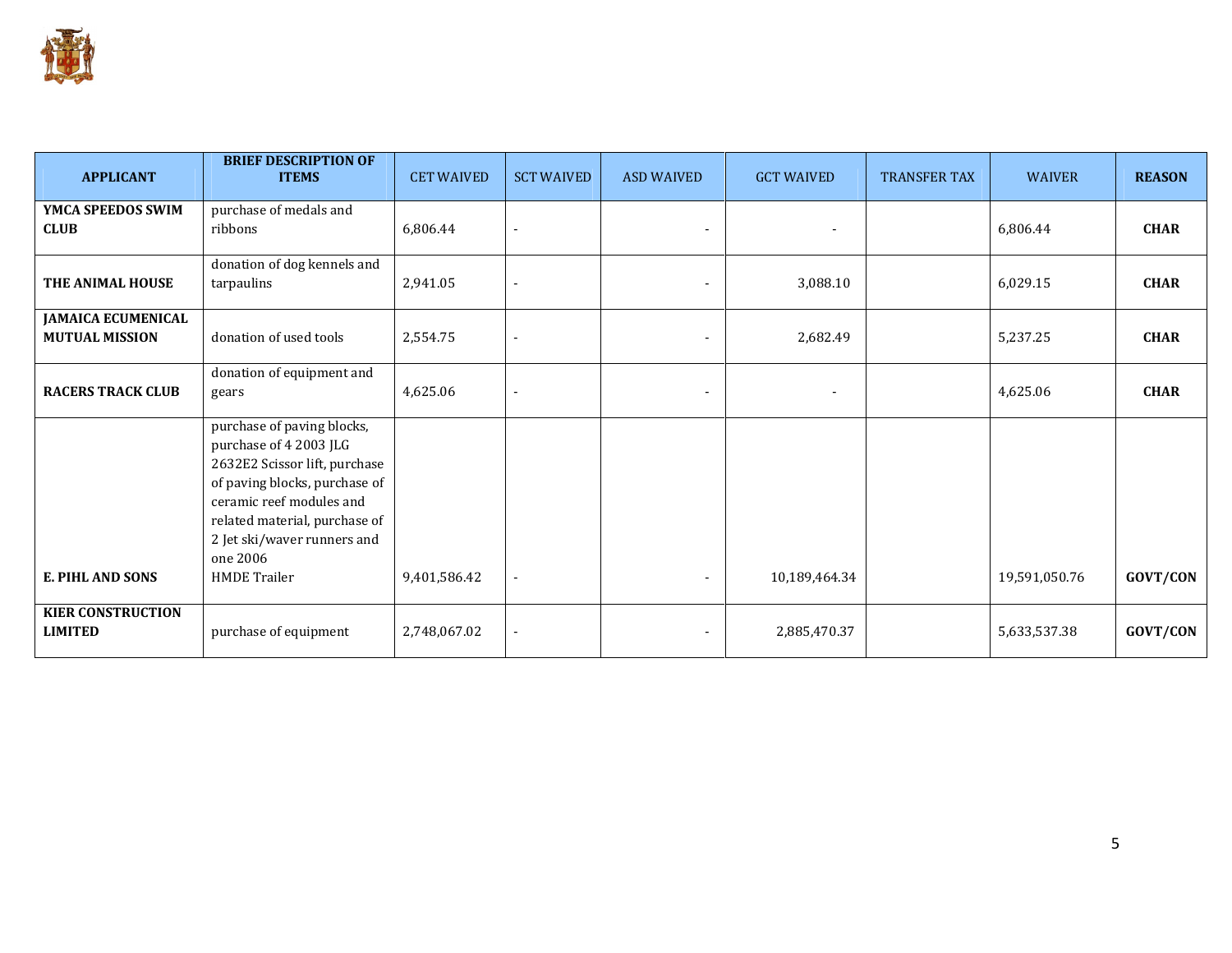| APPLICANT | BRIEF DESCRIPTION OF ITEMS | CET WAIVED | SCT WAIVED | ASD WAIVED | GCT WAIVED | TRANSFER TAX | WAIVER | REASON |
|---|---|---|---|---|---|---|---|---|
| **YMCA SPEEDOS SWIM CLUB** | purchase of medals and ribbons | 6,806.44 | - | - | - | | 6,806.44 | **CHAR** |
| **THE ANIMAL HOUSE** | donation of dog kennels and tarpaulins | 2,941.05 | - | - | 3,088.10 | | 6,029.15 | **CHAR** |
| **JAMAICA ECUMENICAL MUTUAL MISSION** | donation of used tools | 2,554.75 | - | - | 2,682.49 | | 5,237.25 | **CHAR** |
| **RACERS TRACK CLUB** | donation of equipment and gears | 4,625.06 | - | - | - | | 4,625.06 | **CHAR** |
| **E. PIHL AND SONS** | purchase of paving blocks, purchase of 4 2003 JLG 2632E2 Scissor lift, purchase of paving blocks, purchase of ceramic reef modules and related material, purchase of 2 Jet ski/waver runners and one 2006 HMDE Trailer | 9,401,586.42 | - | - | 10,189,464.34 | | 19,591,050.76 | **GOVT/CON** |
| **KIER CONSTRUCTION LIMITED** | purchase of equipment | 2,748,067.02 | - | - | 2,885,470.37 | | 5,633,537.38 | **GOVT/CON** |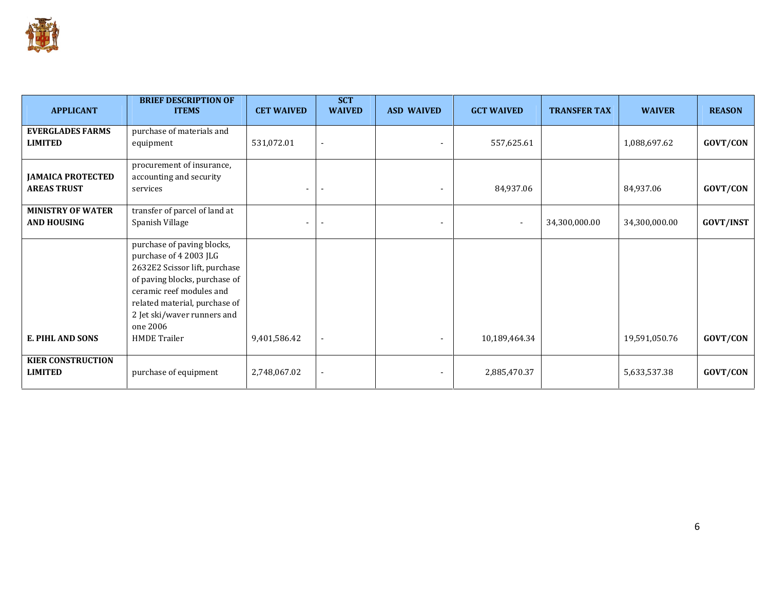| APPLICANT | BRIEF DESCRIPTION OF ITEMS | CET WAIVED | SCT WAIVED | ASD WAIVED | GCT WAIVED | TRANSFER TAX | WAIVER | REASON |
|---|---|---|---|---|---|---|---|---|
| **EVERGLADES FARMS LIMITED** | purchase of materials and equipment | 531,072.01 | - | - | 557,625.61 | | 1,088,697.62 | **GOVT/CON** |
| **JAMAICA PROTECTED AREAS TRUST** | procurement of insurance, accounting and security services | - | - | - | 84,937.06 | | 84,937.06 | **GOVT/CON** |
| **MINISTRY OF WATER AND HOUSING** | transfer of parcel of land at Spanish Village | - | - | - | - | 34,300,000.00 | 34,300,000.00 | **GOVT/INST** |
| **E. PIHL AND SONS** | purchase of paving blocks, purchase of 4 2003 JLG 2632E2 Scissor lift, purchase of paving blocks, purchase of ceramic reef modules and related material, purchase of 2 Jet ski/waver runners and one 2006 HMDE Trailer | 9,401,586.42 | - | - | 10,189,464.34 | | 19,591,050.76 | **GOVT/CON** |
| **KIER CONSTRUCTION LIMITED** | purchase of equipment | 2,748,067.02 | - | - | 2,885,470.37 | | 5,633,537.38 | **GOVT/CON** |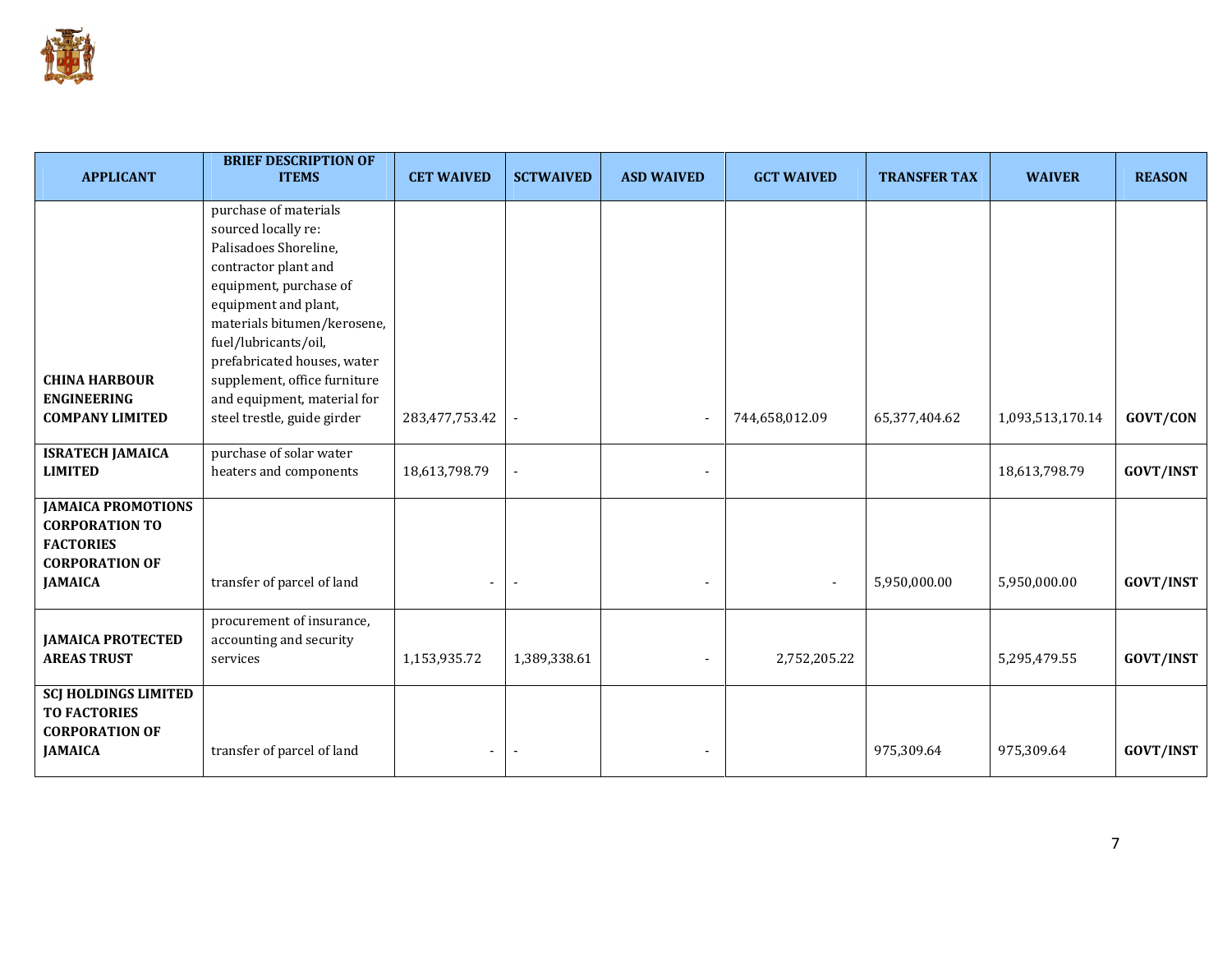| APPLICANT | BRIEF DESCRIPTION OF ITEMS | CET WAIVED | SCTWAIVED | ASD WAIVED | GCT WAIVED | TRANSFER TAX | WAIVER | REASON |
|---|---|---|---|---|---|---|---|---|
| **CHINA HARBOUR ENGINEERING COMPANY LIMITED** | purchase of materials sourced locally re: Palisadoes Shoreline, contractor plant and equipment, purchase of equipment and plant, materials bitumen/kerosene, fuel/lubricants/oil, prefabricated houses, water supplement, office furniture and equipment, material for steel trestle, guide girder | 283,477,753.42 | - | - | 744,658,012.09 | 65,377,404.62 | 1,093,513,170.14 | **GOVT/CON** |
| **ISRATECH JAMAICA LIMITED** | purchase of solar water heaters and components | 18,613,798.79 | - | - | | | 18,613,798.79 | **GOVT/INST** |
| **JAMAICA PROMOTIONS CORPORATION TO FACTORIES CORPORATION OF JAMAICA** | transfer of parcel of land | - | - | - | - | 5,950,000.00 | 5,950,000.00 | **GOVT/INST** |
| **JAMAICA PROTECTED AREAS TRUST** | procurement of insurance, accounting and security services | 1,153,935.72 | 1,389,338.61 | - | 2,752,205.22 | | 5,295,479.55 | **GOVT/INST** |
| **SCJ HOLDINGS LIMITED TO FACTORIES CORPORATION OF JAMAICA** | transfer of parcel of land | - | - | - | | 975,309.64 | 975,309.64 | **GOVT/INST** |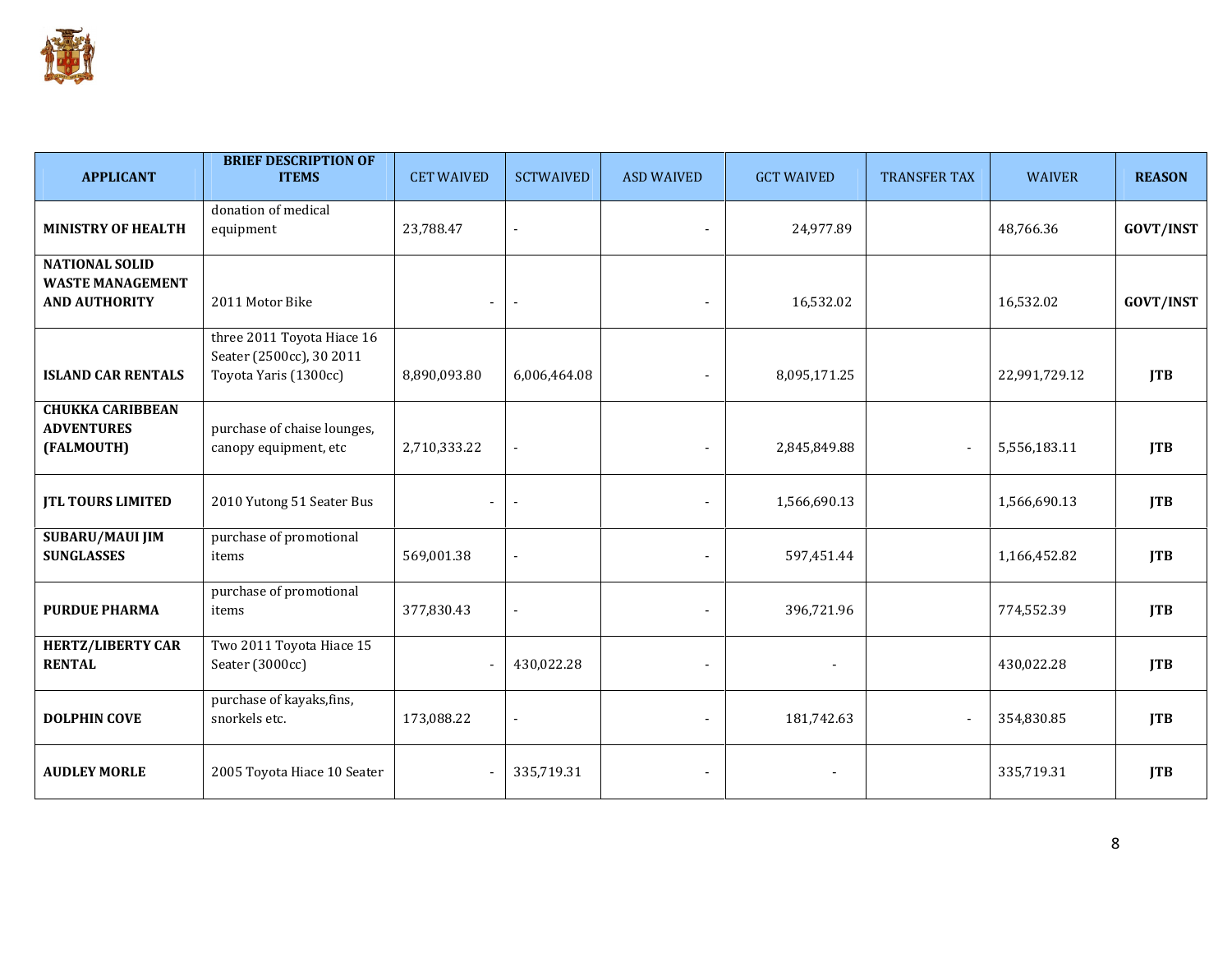| APPLICANT | BRIEF DESCRIPTION OF ITEMS | CET WAIVED | SCTWAIVED | ASD WAIVED | GCT WAIVED | TRANSFER TAX | WAIVER | REASON |
|---|---|---|---|---|---|---|---|---|
| **MINISTRY OF HEALTH** | donation of medical equipment | 23,788.47 | - | - | 24,977.89 | | 48,766.36 | **GOVT/INST** |
| **NATIONAL SOLID WASTE MANAGEMENT AND AUTHORITY** | 2011 Motor Bike | - | - | - | 16,532.02 | | 16,532.02 | **GOVT/INST** |
| **ISLAND CAR RENTALS** | three 2011 Toyota Hiace 16 Seater (2500cc), 30 2011 Toyota Yaris (1300cc) | 8,890,093.80 | 6,006,464.08 | - | 8,095,171.25 | | 22,991,729.12 | **JTB** |
| **CHUKKA CARIBBEAN ADVENTURES (FALMOUTH)** | purchase of chaise lounges, canopy equipment, etc | 2,710,333.22 | - | - | 2,845,849.88 | - | 5,556,183.11 | **JTB** |
| **JTL TOURS LIMITED** | 2010 Yutong 51 Seater Bus | - | - | - | 1,566,690.13 | | 1,566,690.13 | **JTB** |
| **SUBARU/MAUI JIM SUNGLASSES** | purchase of promotional items | 569,001.38 | - | - | 597,451.44 | | 1,166,452.82 | **JTB** |
| **PURDUE PHARMA** | purchase of promotional items | 377,830.43 | - | - | 396,721.96 | | 774,552.39 | **JTB** |
| **HERTZ/LIBERTY CAR RENTAL** | Two 2011 Toyota Hiace 15 Seater (3000cc) | - | 430,022.28 | - | - | | 430,022.28 | **JTB** |
| **DOLPHIN COVE** | purchase of kayaks,fins, snorkels etc. | 173,088.22 | - | - | 181,742.63 | - | 354,830.85 | **JTB** |
| **AUDLEY MORLE** | 2005 Toyota Hiace 10 Seater | - | 335,719.31 | - | - | | 335,719.31 | **JTB** |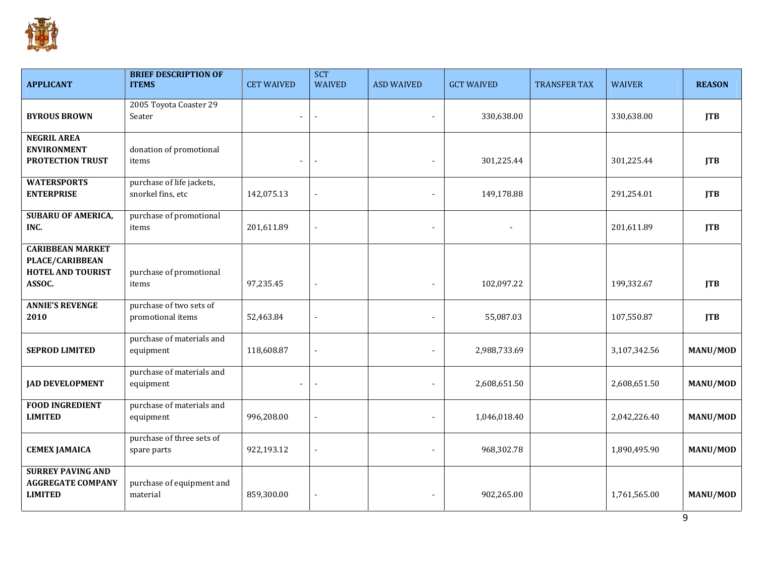| APPLICANT | BRIEF DESCRIPTION OF ITEMS | CET WAIVED | SCT WAIVED | ASD WAIVED | GCT WAIVED | TRANSFER TAX | WAIVER | REASON |
|---|---|---|---|---|---|---|---|---|
| **BYROUS BROWN** | 2005 Toyota Coaster 29 Seater | - | - | - | 330,638.00 | | 330,638.00 | **JTB** |
| **NEGRIL AREA ENVIRONMENT PROTECTION TRUST** | donation of promotional items | - | - | - | 301,225.44 | | 301,225.44 | **JTB** |
| **WATERSPORTS ENTERPRISE** | purchase of life jackets, snorkel fins, etc | 142,075.13 | - | - | 149,178.88 | | 291,254.01 | **JTB** |
| **SUBARU OF AMERICA, INC.** | purchase of promotional items | 201,611.89 | - | - | - | | 201,611.89 | **JTB** |
| **CARIBBEAN MARKET PLACE/CARIBBEAN HOTEL AND TOURIST ASSOC.** | purchase of promotional items | 97,235.45 | - | - | 102,097.22 | | 199,332.67 | **JTB** |
| **ANNIE'S REVENGE 2010** | purchase of two sets of promotional items | 52,463.84 | - | - | 55,087.03 | | 107,550.87 | **JTB** |
| **SEPROD LIMITED** | purchase of materials and equipment | 118,608.87 | - | - | 2,988,733.69 | | 3,107,342.56 | **MANU/MOD** |
| **JAD DEVELOPMENT** | purchase of materials and equipment | - | - | - | 2,608,651.50 | | 2,608,651.50 | **MANU/MOD** |
| **FOOD INGREDIENT LIMITED** | purchase of materials and equipment | 996,208.00 | - | - | 1,046,018.40 | | 2,042,226.40 | **MANU/MOD** |
| **CEMEX JAMAICA** | purchase of three sets of spare parts | 922,193.12 | - | - | 968,302.78 | | 1,890,495.90 | **MANU/MOD** |
| **SURREY PAVING AND AGGREGATE COMPANY LIMITED** | purchase of equipment and material | 859,300.00 | - | - | 902,265.00 | | 1,761,565.00 | **MANU/MOD** |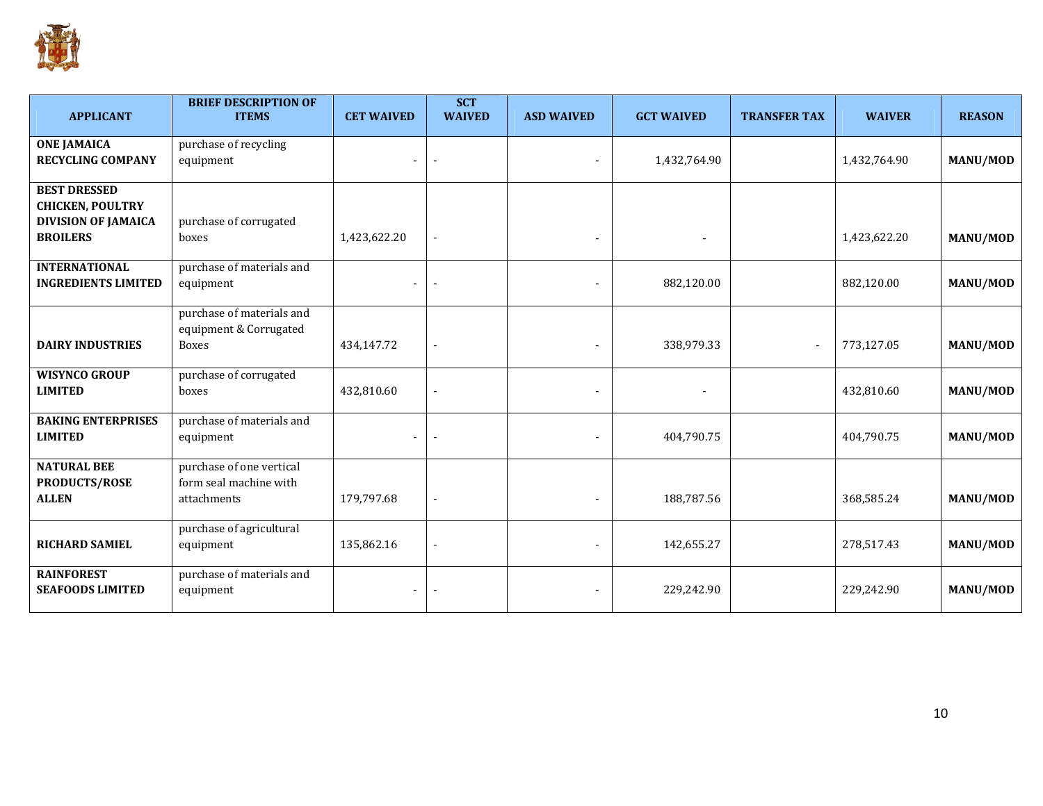| APPLICANT | BRIEF DESCRIPTION OF ITEMS | CET WAIVED | SCT WAIVED | ASD WAIVED | GCT WAIVED | TRANSFER TAX | WAIVER | REASON |
|---|---|---|---|---|---|---|---|---|
| **ONE JAMAICA RECYCLING COMPANY** | purchase of recycling equipment | - | - | - | 1,432,764.90 | | 1,432,764.90 | **MANU/MOD** |
| **BEST DRESSED CHICKEN, POULTRY DIVISION OF JAMAICA BROILERS** | purchase of corrugated boxes | 1,423,622.20 | - | - | - | | 1,423,622.20 | **MANU/MOD** |
| **INTERNATIONAL INGREDIENTS LIMITED** | purchase of materials and equipment | - | - | - | 882,120.00 | | 882,120.00 | **MANU/MOD** |
| **DAIRY INDUSTRIES** | purchase of materials and equipment & Corrugated Boxes | 434,147.72 | - | - | 338,979.33 | - | 773,127.05 | **MANU/MOD** |
| **WISYNCO GROUP LIMITED** | purchase of corrugated boxes | 432,810.60 | - | - | - | | 432,810.60 | **MANU/MOD** |
| **BAKING ENTERPRISES LIMITED** | purchase of materials and equipment | - | - | - | 404,790.75 | | 404,790.75 | **MANU/MOD** |
| **NATURAL BEE PRODUCTS/ROSE ALLEN** | purchase of one vertical form seal machine with attachments | 179,797.68 | - | - | 188,787.56 | | 368,585.24 | **MANU/MOD** |
| **RICHARD SAMIEL** | purchase of agricultural equipment | 135,862.16 | - | - | 142,655.27 | | 278,517.43 | **MANU/MOD** |
| **RAINFOREST SEAFOODS LIMITED** | purchase of materials and equipment | - | - | - | 229,242.90 | | 229,242.90 | **MANU/MOD** |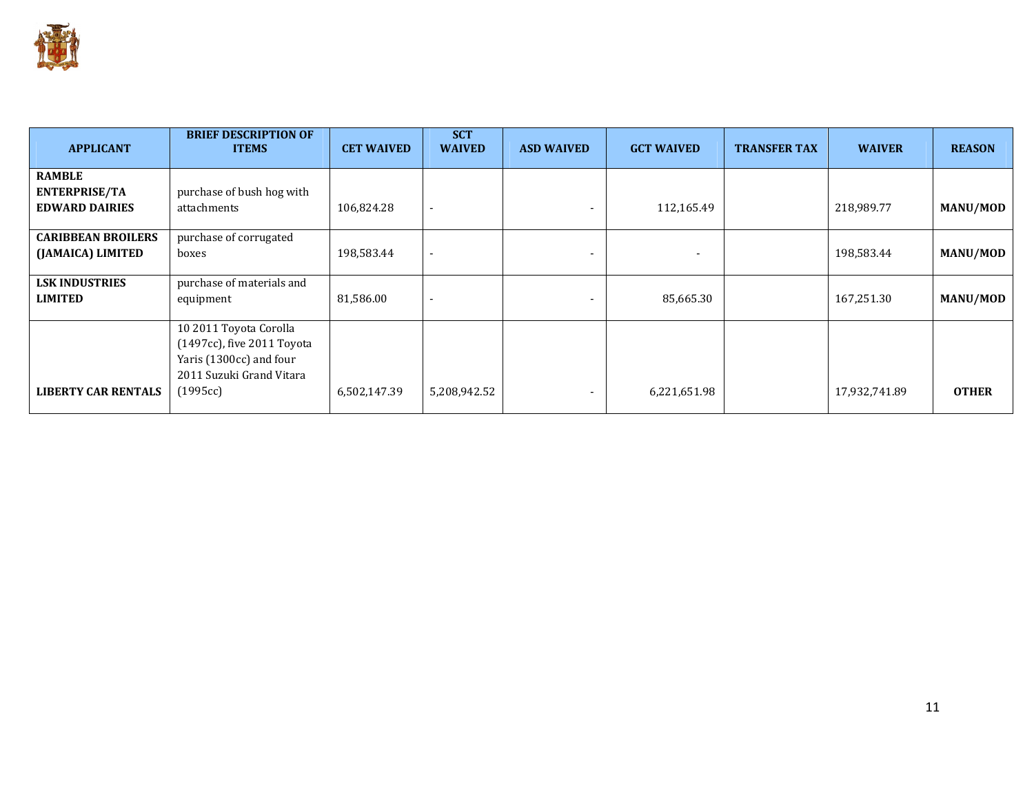| APPLICANT | BRIEF DESCRIPTION OF ITEMS | CET WAIVED | SCT WAIVED | ASD WAIVED | GCT WAIVED | TRANSFER TAX | WAIVER | REASON |
|---|---|---|---|---|---|---|---|---|
| **RAMBLE ENTERPRISE/TA EDWARD DAIRIES** | purchase of bush hog with attachments | 106,824.28 | - | - | 112,165.49 | | 218,989.77 | **MANU/MOD** |
| **CARIBBEAN BROILERS (JAMAICA) LIMITED** | purchase of corrugated boxes | 198,583.44 | - | - | - | | 198,583.44 | **MANU/MOD** |
| **LSK INDUSTRIES LIMITED** | purchase of materials and equipment | 81,586.00 | - | - | 85,665.30 | | 167,251.30 | **MANU/MOD** |
| **LIBERTY CAR RENTALS** | 10 2011 Toyota Corolla (1497cc), five 2011 Toyota Yaris (1300cc) and four 2011 Suzuki Grand Vitara (1995cc) | 6,502,147.39 | 5,208,942.52 | - | 6,221,651.98 | | 17,932,741.89 | **OTHER** |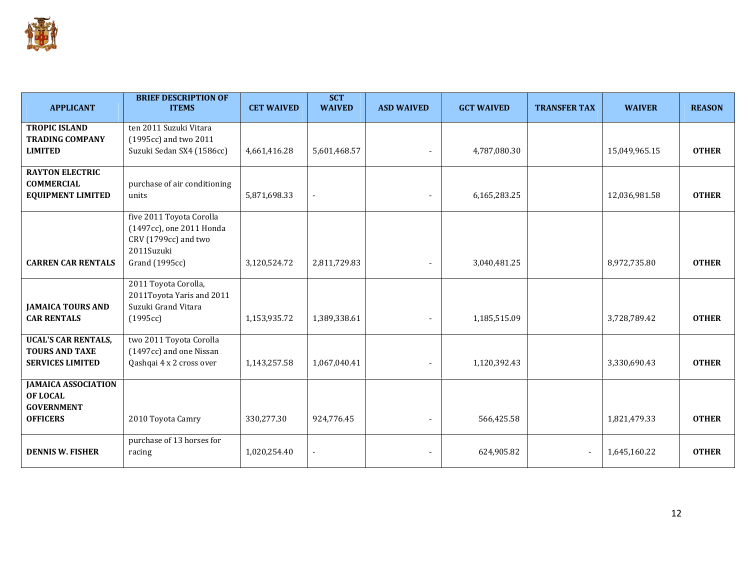| APPLICANT | BRIEF DESCRIPTION OF ITEMS | CET WAIVED | SCT WAIVED | ASD WAIVED | GCT WAIVED | TRANSFER TAX | WAIVER | REASON |
|---|---|---|---|---|---|---|---|---|
| **TROPIC ISLAND TRADING COMPANY LIMITED** | ten 2011 Suzuki Vitara (1995cc) and two 2011 Suzuki Sedan SX4 (1586cc) | 4,661,416.28 | 5,601,468.57 | - | 4,787,080.30 | | 15,049,965.15 | **OTHER** |
| **RAYTON ELECTRIC COMMERCIAL EQUIPMENT LIMITED** | purchase of air conditioning units | 5,871,698.33 | - | - | 6,165,283.25 | | 12,036,981.58 | **OTHER** |
| **CARREN CAR RENTALS** | five 2011 Toyota Corolla (1497cc), one 2011 Honda CRV (1799cc) and two 2011Suzuki Grand (1995cc) | 3,120,524.72 | 2,811,729.83 | - | 3,040,481.25 | | 8,972,735.80 | **OTHER** |
| **JAMAICA TOURS AND CAR RENTALS** | 2011 Toyota Corolla, 2011Toyota Yaris and 2011 Suzuki Grand Vitara (1995cc) | 1,153,935.72 | 1,389,338.61 | - | 1,185,515.09 | | 3,728,789.42 | **OTHER** |
| **UCAL'S CAR RENTALS, TOURS AND TAXE SERVICES LIMITED** | two 2011 Toyota Corolla (1497cc) and one Nissan Qashqai 4 x 2 cross over | 1,143,257.58 | 1,067,040.41 | - | 1,120,392.43 | | 3,330,690.43 | **OTHER** |
| **JAMAICA ASSOCIATION OF LOCAL GOVERNMENT OFFICERS** | 2010 Toyota Camry | 330,277.30 | 924,776.45 | - | 566,425.58 | | 1,821,479.33 | **OTHER** |
| **DENNIS W. FISHER** | purchase of 13 horses for racing | 1,020,254.40 | - | - | 624,905.82 | - | 1,645,160.22 | **OTHER** |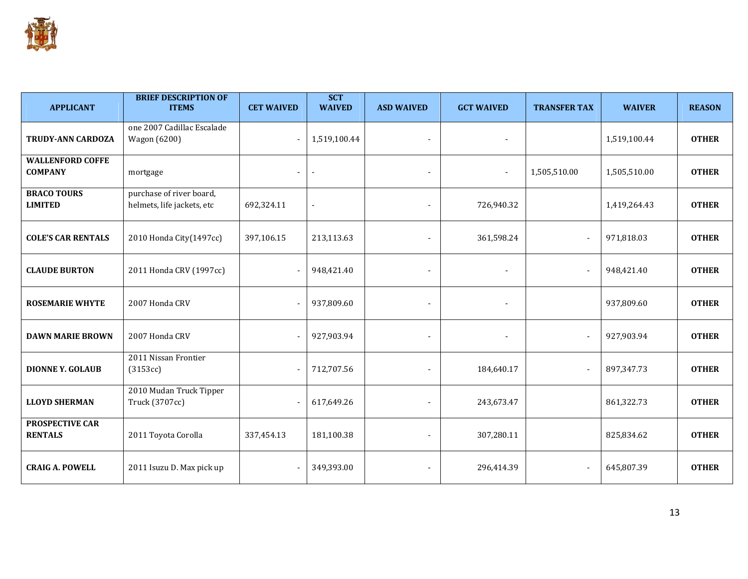| APPLICANT | BRIEF DESCRIPTION OF ITEMS | CET WAIVED | SCT WAIVED | ASD WAIVED | GCT WAIVED | TRANSFER TAX | WAIVER | REASON |
|---|---|---|---|---|---|---|---|---|
| **TRUDY-ANN CARDOZA** | one 2007 Cadillac Escalade Wagon (6200) | - | 1,519,100.44 | - | - | | 1,519,100.44 | **OTHER** |
| **WALLENFORD COFFE COMPANY** | mortgage | - | - | - | - | 1,505,510.00 | 1,505,510.00 | **OTHER** |
| **BRACO TOURS LIMITED** | purchase of river board, helmets, life jackets, etc | 692,324.11 | - | - | 726,940.32 | | 1,419,264.43 | **OTHER** |
| **COLE'S CAR RENTALS** | 2010 Honda City(1497cc) | 397,106.15 | 213,113.63 | - | 361,598.24 | - | 971,818.03 | **OTHER** |
| **CLAUDE BURTON** | 2011 Honda CRV (1997cc) | - | 948,421.40 | - | - | - | 948,421.40 | **OTHER** |
| **ROSEMARIE WHYTE** | 2007 Honda CRV | - | 937,809.60 | - | - | | 937,809.60 | **OTHER** |
| **DAWN MARIE BROWN** | 2007 Honda CRV | - | 927,903.94 | - | - | - | 927,903.94 | **OTHER** |
| **DIONNE Y. GOLAUB** | 2011 Nissan Frontier (3153cc) | - | 712,707.56 | - | 184,640.17 | - | 897,347.73 | **OTHER** |
| **LLOYD SHERMAN** | 2010 Mudan Truck Tipper Truck (3707cc) | - | 617,649.26 | - | 243,673.47 | | 861,322.73 | **OTHER** |
| **PROSPECTIVE CAR RENTALS** | 2011 Toyota Corolla | 337,454.13 | 181,100.38 | - | 307,280.11 | | 825,834.62 | **OTHER** |
| **CRAIG A. POWELL** | 2011 Isuzu D. Max pick up | - | 349,393.00 | - | 296,414.39 | - | 645,807.39 | **OTHER** |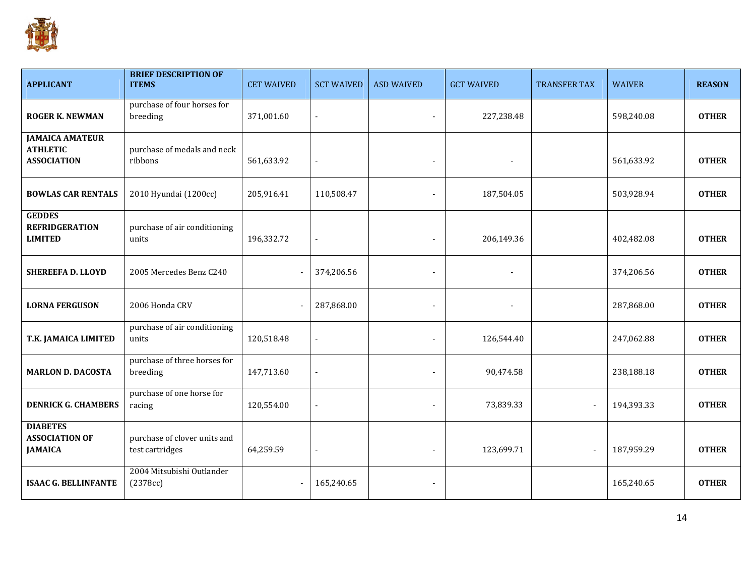| APPLICANT | BRIEF DESCRIPTION OF ITEMS | CET WAIVED | SCT WAIVED | ASD WAIVED | GCT WAIVED | TRANSFER TAX | WAIVER | REASON |
|---|---|---|---|---|---|---|---|---|
| **ROGER K. NEWMAN** | purchase of four horses for breeding | 371,001.60 | - | - | 227,238.48 | | 598,240.08 | **OTHER** |
| **JAMAICA AMATEUR ATHLETIC ASSOCIATION** | purchase of medals and neck ribbons | 561,633.92 | - | - | - | | 561,633.92 | **OTHER** |
| **BOWLAS CAR RENTALS** | 2010 Hyundai (1200cc) | 205,916.41 | 110,508.47 | - | 187,504.05 | | 503,928.94 | **OTHER** |
| **GEDDES REFRIDGERATION LIMITED** | purchase of air conditioning units | 196,332.72 | - | - | 206,149.36 | | 402,482.08 | **OTHER** |
| **SHEREEFA D. LLOYD** | 2005 Mercedes Benz C240 | - | 374,206.56 | - | - | | 374,206.56 | **OTHER** |
| **LORNA FERGUSON** | 2006 Honda CRV | - | 287,868.00 | - | - | | 287,868.00 | **OTHER** |
| **T.K. JAMAICA LIMITED** | purchase of air conditioning units | 120,518.48 | - | - | 126,544.40 | | 247,062.88 | **OTHER** |
| **MARLON D. DACOSTA** | purchase of three horses for breeding | 147,713.60 | - | - | 90,474.58 | | 238,188.18 | **OTHER** |
| **DENRICK G. CHAMBERS** | purchase of one horse for racing | 120,554.00 | - | - | 73,839.33 | - | 194,393.33 | **OTHER** |
| **DIABETES ASSOCIATION OF JAMAICA** | purchase of clover units and test cartridges | 64,259.59 | - | - | 123,699.71 | - | 187,959.29 | **OTHER** |
| **ISAAC G. BELLINFANTE** | 2004 Mitsubishi Outlander (2378cc) | - | 165,240.65 | - | | | 165,240.65 | **OTHER** |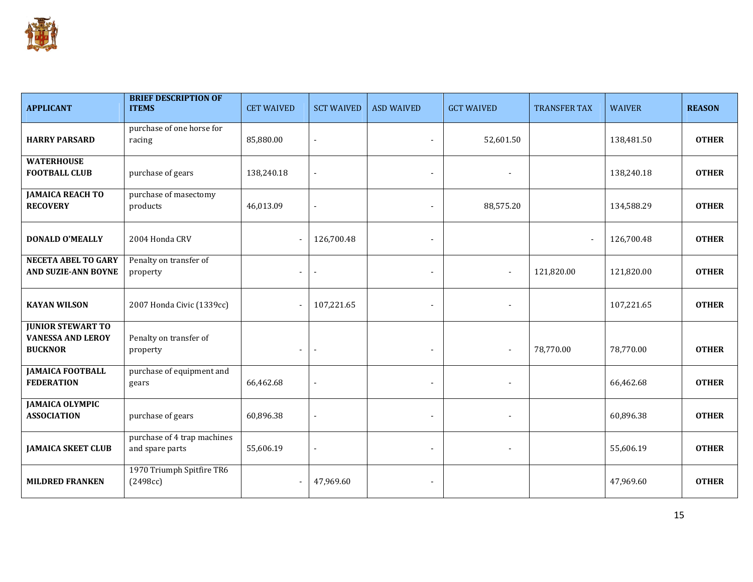| APPLICANT | BRIEF DESCRIPTION OF ITEMS | CET WAIVED | SCT WAIVED | ASD WAIVED | GCT WAIVED | TRANSFER TAX | WAIVER | REASON |
|---|---|---|---|---|---|---|---|---|
| **HARRY PARSARD** | purchase of one horse for racing | 85,880.00 | - | - | 52,601.50 | | 138,481.50 | **OTHER** |
| **WATERHOUSE FOOTBALL CLUB** | purchase of gears | 138,240.18 | - | - | - | | 138,240.18 | **OTHER** |
| **JAMAICA REACH TO RECOVERY** | purchase of masectomy products | 46,013.09 | - | - | 88,575.20 | | 134,588.29 | **OTHER** |
| **DONALD O'MEALLY** | 2004 Honda CRV | - | 126,700.48 | - | | - | 126,700.48 | **OTHER** |
| **NECETA ABEL TO GARY AND SUZIE-ANN BOYNE** | Penalty on transfer of property | - | - | - | - | 121,820.00 | 121,820.00 | **OTHER** |
| **KAYAN WILSON** | 2007 Honda Civic (1339cc) | - | 107,221.65 | - | - | | 107,221.65 | **OTHER** |
| **JUNIOR STEWART TO VANESSA AND LEROY BUCKNOR** | Penalty on transfer of property | - | - | - | - | 78,770.00 | 78,770.00 | **OTHER** |
| **JAMAICA FOOTBALL FEDERATION** | purchase of equipment and gears | 66,462.68 | - | - | - | | 66,462.68 | **OTHER** |
| **JAMAICA OLYMPIC ASSOCIATION** | purchase of gears | 60,896.38 | - | - | - | | 60,896.38 | **OTHER** |
| **JAMAICA SKEET CLUB** | purchase of 4 trap machines and spare parts | 55,606.19 | - | - | - | | 55,606.19 | **OTHER** |
| **MILDRED FRANKEN** | 1970 Triumph Spitfire TR6 (2498cc) | - | 47,969.60 | - | | | 47,969.60 | **OTHER** |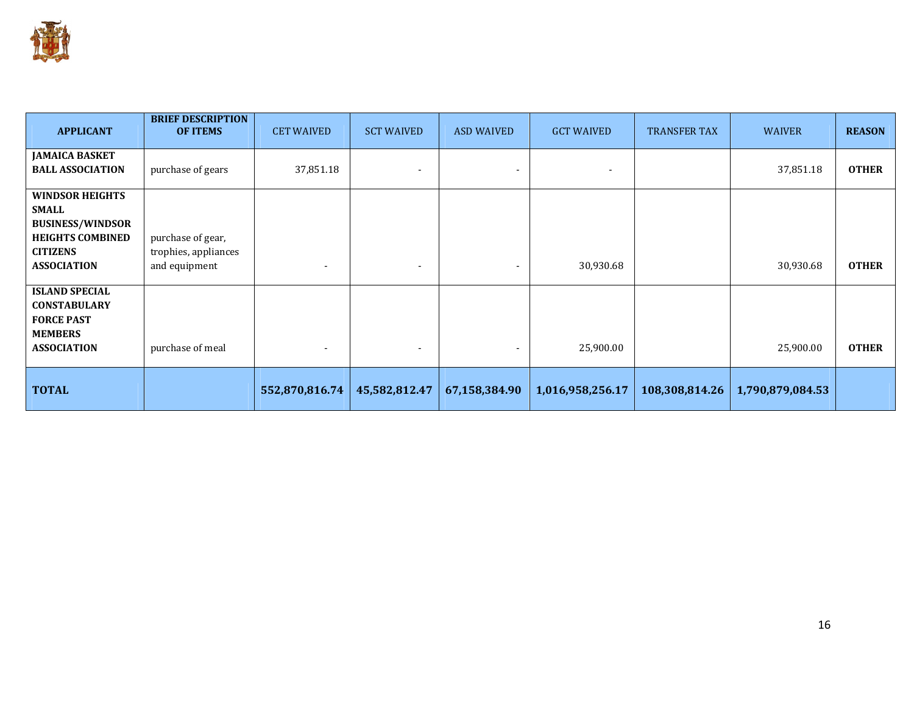| APPLICANT | BRIEF DESCRIPTION OF ITEMS | CET WAIVED | SCT WAIVED | ASD WAIVED | GCT WAIVED | TRANSFER TAX | WAIVER | REASON |
|---|---|---|---|---|---|---|---|---|
| **JAMAICA BASKET BALL ASSOCIATION** | purchase of gears | 37,851.18 | - | - | - | | 37,851.18 | **OTHER** |
| **WINDSOR HEIGHTS SMALL BUSINESS/WINDSOR HEIGHTS COMBINED CITIZENS ASSOCIATION** | purchase of gear, trophies, appliances and equipment | - | - | - | 30,930.68 | | 30,930.68 | **OTHER** |
| **ISLAND SPECIAL CONSTABULARY FORCE PAST MEMBERS ASSOCIATION** | purchase of meal | - | - | - | 25,900.00 | | 25,900.00 | **OTHER** |
| **TOTAL** | | **552,870,816.74** | **45,582,812.47** | **67,158,384.90** | **1,016,958,256.17** | **108,308,814.26** | **1,790,879,084.53** | |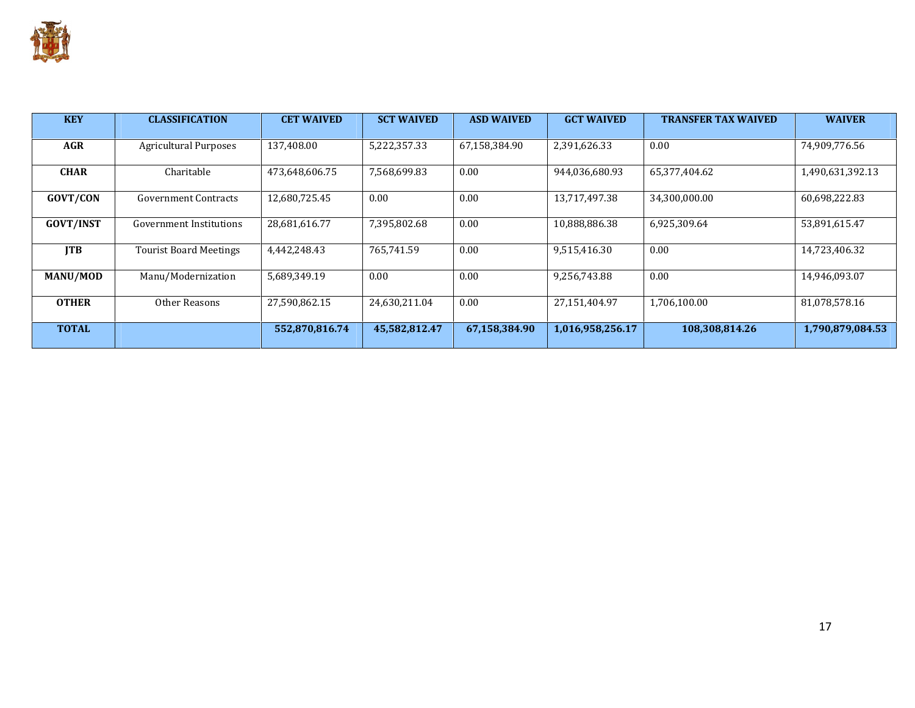| KEY | CLASSIFICATION | CET WAIVED | SCT WAIVED | ASD WAIVED | GCT WAIVED | TRANSFER TAX WAIVED | WAIVER |
|---|---|---|---|---|---|---|---|
| **AGR** | Agricultural Purposes | 137,408.00 | 5,222,357.33 | 67,158,384.90 | 2,391,626.33 | 0.00 | 74,909,776.56 |
| **CHAR** | Charitable | 473,648,606.75 | 7,568,699.83 | 0.00 | 944,036,680.93 | 65,377,404.62 | 1,490,631,392.13 |
| **GOVT/CON** | Government Contracts | 12,680,725.45 | 0.00 | 0.00 | 13,717,497.38 | 34,300,000.00 | 60,698,222.83 |
| **GOVT/INST** | Government Institutions | 28,681,616.77 | 7,395,802.68 | 0.00 | 10,888,886.38 | 6,925,309.64 | 53,891,615.47 |
| **JTB** | Tourist Board Meetings | 4,442,248.43 | 765,741.59 | 0.00 | 9,515,416.30 | 0.00 | 14,723,406.32 |
| **MANU/MOD** | Manu/Modernization | 5,689,349.19 | 0.00 | 0.00 | 9,256,743.88 | 0.00 | 14,946,093.07 |
| **OTHER** | Other Reasons | 27,590,862.15 | 24,630,211.04 | 0.00 | 27,151,404.97 | 1,706,100.00 | 81,078,578.16 |
| **TOTAL** | | **552,870,816.74** | **45,582,812.47** | **67,158,384.90** | **1,016,958,256.17** | **108,308,814.26** | **1,790,879,084.53** |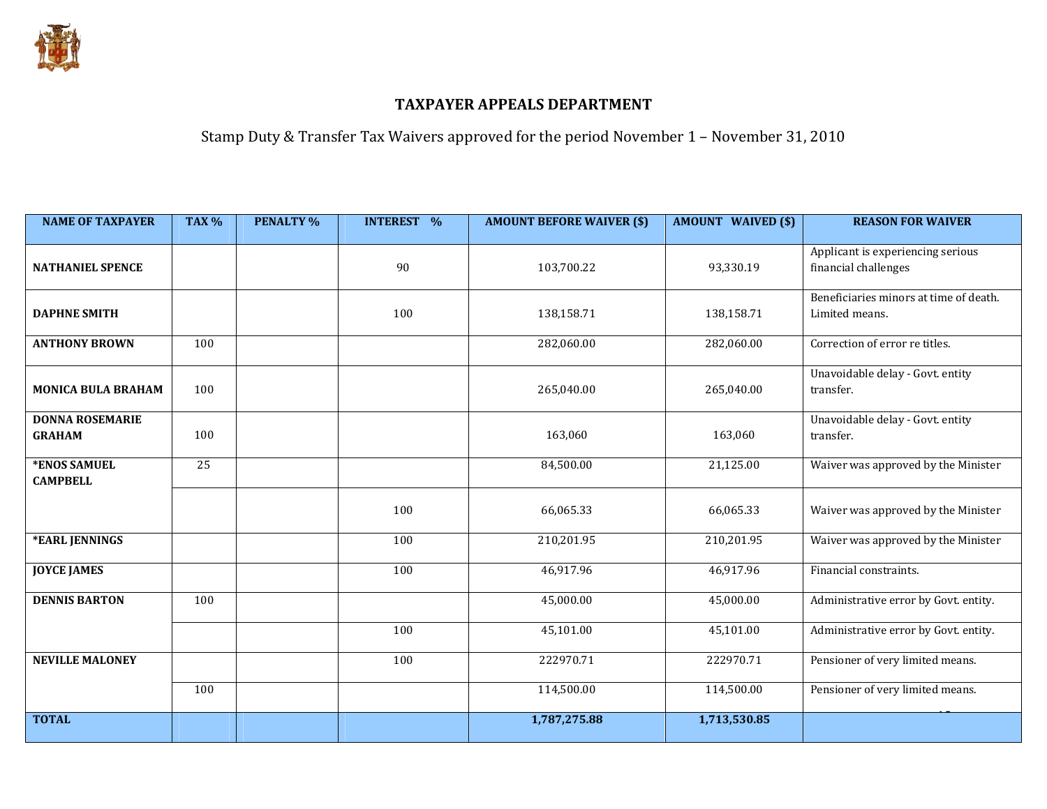## TAXPAYER APPEALS DEPARTMENT

Stamp Duty & Transfer Tax Waivers approved for the period November 1 – November 31, 2010

| NAME OF TAXPAYER | TAX % | PENALTY % | INTEREST % | AMOUNT BEFORE WAIVER ($) | AMOUNT WAIVED ($) | REASON FOR WAIVER |
|---|---|---|---|---|---|---|
| NATHANIEL SPENCE | | | 90 | 103,700.22 | 93,330.19 | Applicant is experiencing serious financial challenges |
| DAPHNE SMITH | | | 100 | 138,158.71 | 138,158.71 | Beneficiaries minors at time of death. Limited means. |
| ANTHONY BROWN | 100 | | | 282,060.00 | 282,060.00 | Correction of error re titles. |
| MONICA BULA BRAHAM | 100 | | | 265,040.00 | 265,040.00 | Unavoidable delay - Govt. entity transfer. |
| DONNA ROSEMARIE GRAHAM | 100 | | | 163,060 | 163,060 | Unavoidable delay - Govt. entity transfer. |
| *ENOS SAMUEL CAMPBELL | 25 | | | 84,500.00 | 21,125.00 | Waiver was approved by the Minister |
| | | | 100 | 66,065.33 | 66,065.33 | Waiver was approved by the Minister |
| *EARL JENNINGS | | | 100 | 210,201.95 | 210,201.95 | Waiver was approved by the Minister |
| JOYCE JAMES | | | 100 | 46,917.96 | 46,917.96 | Financial constraints. |
| DENNIS BARTON | 100 | | | 45,000.00 | 45,000.00 | Administrative error by Govt. entity. |
| | | | 100 | 45,101.00 | 45,101.00 | Administrative error by Govt. entity. |
| NEVILLE MALONEY | | | 100 | 222970.71 | 222970.71 | Pensioner of very limited means. |
| | 100 | | | 114,500.00 | 114,500.00 | Pensioner of very limited means. |
| **TOTAL** | | | | **1,787,275.88** | **1,713,530.85** | |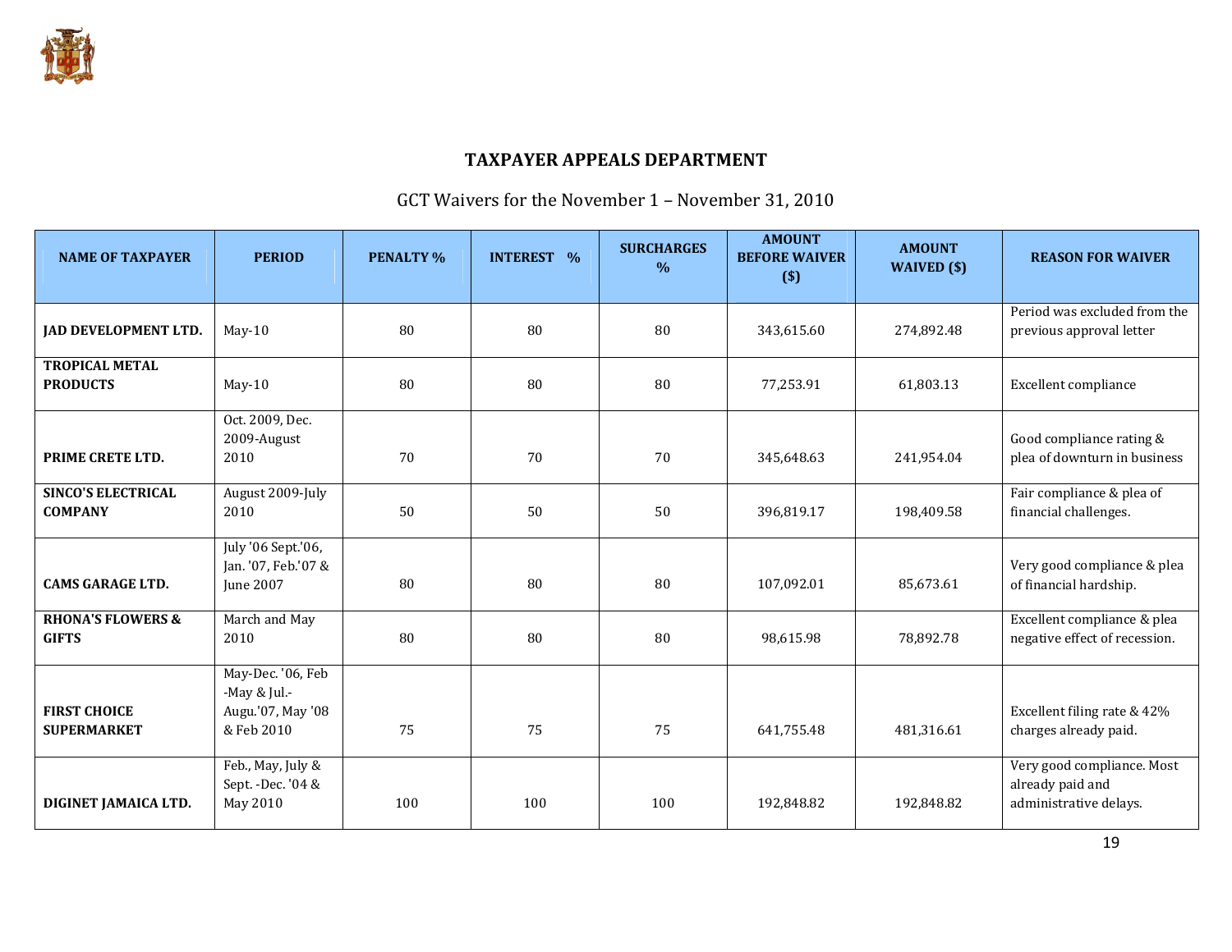## TAXPAYER APPEALS DEPARTMENT

GCT Waivers for the November 1 – November 31, 2010

| NAME OF TAXPAYER | PERIOD | PENALTY % | INTEREST % | SURCHARGES % | AMOUNT BEFORE WAIVER ($) | AMOUNT WAIVED ($) | REASON FOR WAIVER |
|---|---|---|---|---|---|---|---|
| **JAD DEVELOPMENT LTD.** | May-10 | 80 | 80 | 80 | 343,615.60 | 274,892.48 | Period was excluded from the previous approval letter |
| **TROPICAL METAL PRODUCTS** | May-10 | 80 | 80 | 80 | 77,253.91 | 61,803.13 | Excellent compliance |
| **PRIME CRETE LTD.** | Oct. 2009, Dec. 2009-August 2010 | 70 | 70 | 70 | 345,648.63 | 241,954.04 | Good compliance rating & plea of downturn in business |
| **SINCO'S ELECTRICAL COMPANY** | August 2009-July 2010 | 50 | 50 | 50 | 396,819.17 | 198,409.58 | Fair compliance & plea of financial challenges. |
| **CAMS GARAGE LTD.** | July '06 Sept.'06, Jan. '07, Feb.'07 & June 2007 | 80 | 80 | 80 | 107,092.01 | 85,673.61 | Very good compliance & plea of financial hardship. |
| **RHONA'S FLOWERS & GIFTS** | March and May 2010 | 80 | 80 | 80 | 98,615.98 | 78,892.78 | Excellent compliance & plea negative effect of recession. |
| **FIRST CHOICE SUPERMARKET** | May-Dec. '06, Feb -May & Jul.-Augu.'07, May '08 & Feb 2010 | 75 | 75 | 75 | 641,755.48 | 481,316.61 | Excellent filing rate & 42% charges already paid. |
| **DIGINET JAMAICA LTD.** | Feb., May, July & Sept. -Dec. '04 & May 2010 | 100 | 100 | 100 | 192,848.82 | 192,848.82 | Very good compliance. Most already paid and administrative delays. |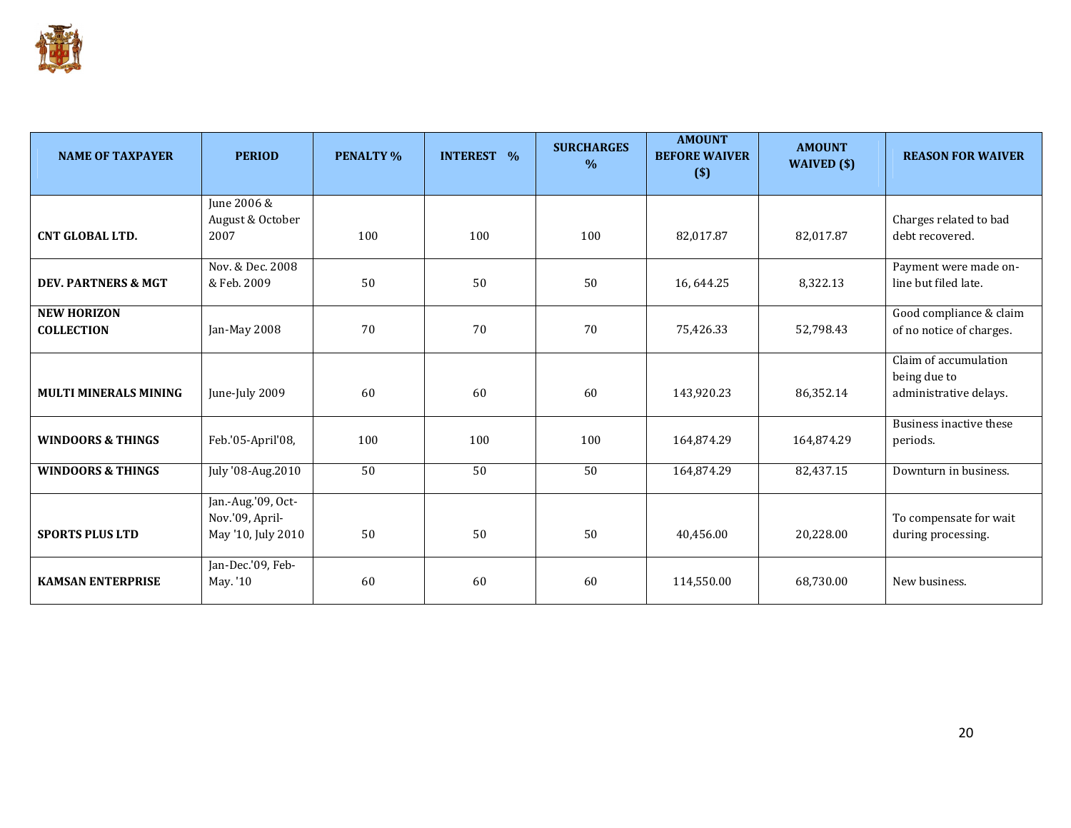| NAME OF TAXPAYER | PERIOD | PENALTY % | INTEREST % | SURCHARGES % | AMOUNT BEFORE WAIVER ($) | AMOUNT WAIVED ($) | REASON FOR WAIVER |
|---|---|---|---|---|---|---|---|
| CNT GLOBAL LTD. | June 2006 & August & October 2007 | 100 | 100 | 100 | 82,017.87 | 82,017.87 | Charges related to bad debt recovered. |
| DEV. PARTNERS & MGT | Nov. & Dec. 2008 & Feb. 2009 | 50 | 50 | 50 | 16, 644.25 | 8,322.13 | Payment were made on-line but filed late. |
| NEW HORIZON COLLECTION | Jan-May 2008 | 70 | 70 | 70 | 75,426.33 | 52,798.43 | Good compliance & claim of no notice of charges. |
| MULTI MINERALS MINING | June-July 2009 | 60 | 60 | 60 | 143,920.23 | 86,352.14 | Claim of accumulation being due to administrative delays. |
| WINDOORS & THINGS | Feb.'05-April'08, | 100 | 100 | 100 | 164,874.29 | 164,874.29 | Business inactive these periods. |
| WINDOORS & THINGS | July '08-Aug.2010 | 50 | 50 | 50 | 164,874.29 | 82,437.15 | Downturn in business. |
| SPORTS PLUS LTD | Jan.-Aug.'09, Oct-Nov.'09, April-May '10, July 2010 | 50 | 50 | 50 | 40,456.00 | 20,228.00 | To compensate for wait during processing. |
| KAMSAN ENTERPRISE | Jan-Dec.'09, Feb-May. '10 | 60 | 60 | 60 | 114,550.00 | 68,730.00 | New business. |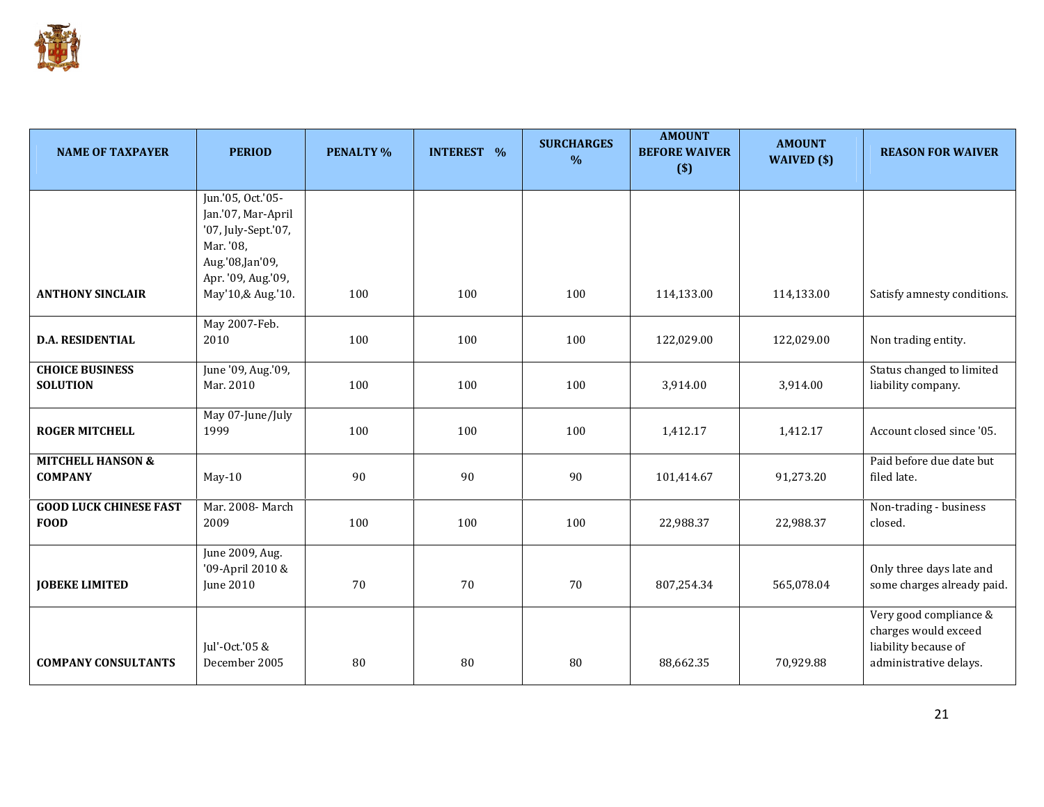| NAME OF TAXPAYER | PERIOD | PENALTY % | INTEREST % | SURCHARGES % | AMOUNT BEFORE WAIVER ($) | AMOUNT WAIVED ($) | REASON FOR WAIVER |
|---|---|---|---|---|---|---|---|
| **ANTHONY SINCLAIR** | Jun.'05, Oct.'05-Jan.'07, Mar-April '07, July-Sept.'07, Mar. '08, Aug.'08,Jan'09, Apr. '09, Aug.'09, May'10,& Aug.'10. | 100 | 100 | 100 | 114,133.00 | 114,133.00 | Satisfy amnesty conditions. |
| **D.A. RESIDENTIAL** | May 2007-Feb. 2010 | 100 | 100 | 100 | 122,029.00 | 122,029.00 | Non trading entity. |
| **CHOICE BUSINESS SOLUTION** | June '09, Aug.'09, Mar. 2010 | 100 | 100 | 100 | 3,914.00 | 3,914.00 | Status changed to limited liability company. |
| **ROGER MITCHELL** | May 07-June/July 1999 | 100 | 100 | 100 | 1,412.17 | 1,412.17 | Account closed since '05. |
| **MITCHELL HANSON & COMPANY** | May-10 | 90 | 90 | 90 | 101,414.67 | 91,273.20 | Paid before due date but filed late. |
| **GOOD LUCK CHINESE FAST FOOD** | Mar. 2008- March 2009 | 100 | 100 | 100 | 22,988.37 | 22,988.37 | Non-trading - business closed. |
| **JOBEKE LIMITED** | June 2009, Aug. '09-April 2010 & June 2010 | 70 | 70 | 70 | 807,254.34 | 565,078.04 | Only three days late and some charges already paid. |
| **COMPANY CONSULTANTS** | Jul'-Oct.'05 & December 2005 | 80 | 80 | 80 | 88,662.35 | 70,929.88 | Very good compliance & charges would exceed liability because of administrative delays. |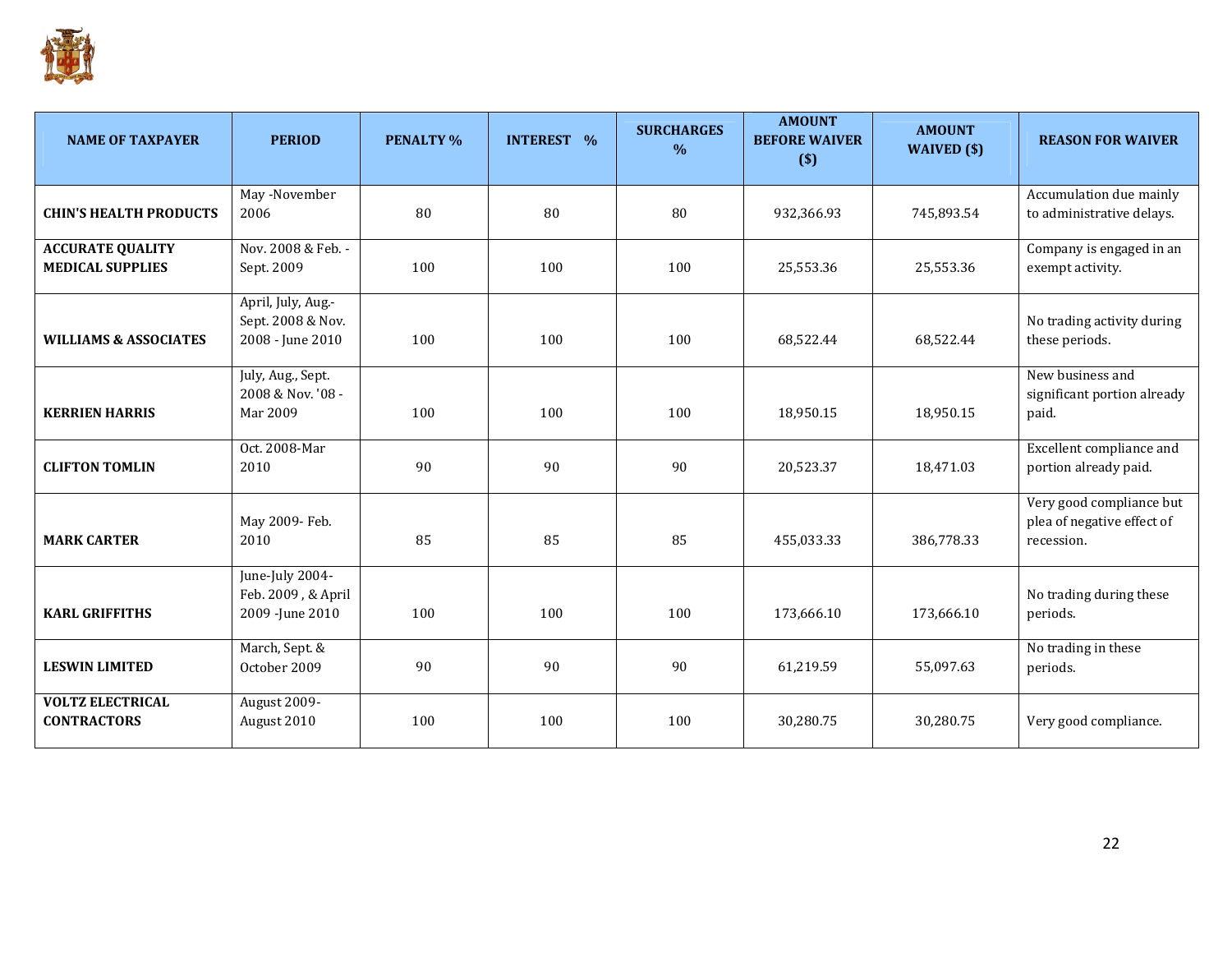| NAME OF TAXPAYER | PERIOD | PENALTY % | INTEREST % | SURCHARGES % | AMOUNT BEFORE WAIVER ($) | AMOUNT WAIVED ($) | REASON FOR WAIVER |
|---|---|---|---|---|---|---|---|
| **CHIN'S HEALTH PRODUCTS** | May -November 2006 | 80 | 80 | 80 | 932,366.93 | 745,893.54 | Accumulation due mainly to administrative delays. |
| **ACCURATE QUALITY MEDICAL SUPPLIES** | Nov. 2008 & Feb. - Sept. 2009 | 100 | 100 | 100 | 25,553.36 | 25,553.36 | Company is engaged in an exempt activity. |
| **WILLIAMS & ASSOCIATES** | April, July, Aug.- Sept. 2008 & Nov. 2008 - June 2010 | 100 | 100 | 100 | 68,522.44 | 68,522.44 | No trading activity during these periods. |
| **KERRIEN HARRIS** | July, Aug., Sept. 2008 & Nov. '08 - Mar 2009 | 100 | 100 | 100 | 18,950.15 | 18,950.15 | New business and significant portion already paid. |
| **CLIFTON TOMLIN** | Oct. 2008-Mar 2010 | 90 | 90 | 90 | 20,523.37 | 18,471.03 | Excellent compliance and portion already paid. |
| **MARK CARTER** | May 2009- Feb. 2010 | 85 | 85 | 85 | 455,033.33 | 386,778.33 | Very good compliance but plea of negative effect of recession. |
| **KARL GRIFFITHS** | June-July 2004- Feb. 2009 , & April 2009 -June 2010 | 100 | 100 | 100 | 173,666.10 | 173,666.10 | No trading during these periods. |
| **LESWIN LIMITED** | March, Sept. & October 2009 | 90 | 90 | 90 | 61,219.59 | 55,097.63 | No trading in these periods. |
| **VOLTZ ELECTRICAL CONTRACTORS** | August 2009- August 2010 | 100 | 100 | 100 | 30,280.75 | 30,280.75 | Very good compliance. |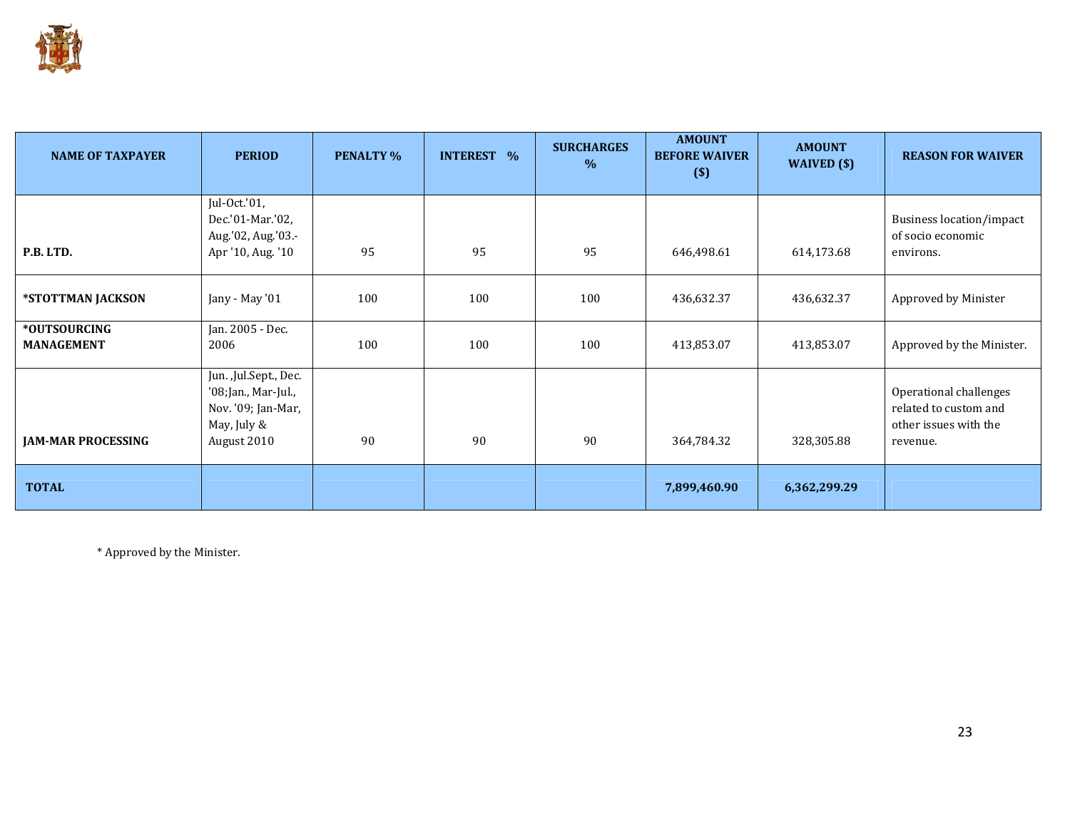| NAME OF TAXPAYER | PERIOD | PENALTY % | INTEREST % | SURCHARGES % | AMOUNT BEFORE WAIVER ($) | AMOUNT WAIVED ($) | REASON FOR WAIVER |
|---|---|---|---|---|---|---|---|
| P.B. LTD. | Jul-Oct.'01, Dec.'01-Mar.'02, Aug.'02, Aug.'03.-Apr '10, Aug. '10 | 95 | 95 | 95 | 646,498.61 | 614,173.68 | Business location/impact of socio economic environs. |
| *STOTTMAN JACKSON | Jany - May '01 | 100 | 100 | 100 | 436,632.37 | 436,632.37 | Approved by Minister |
| *OUTSOURCING MANAGEMENT | Jan. 2005 - Dec. 2006 | 100 | 100 | 100 | 413,853.07 | 413,853.07 | Approved by the Minister. |
| JAM-MAR PROCESSING | Jun. ,Jul.Sept., Dec. '08;Jan., Mar-Jul., Nov. '09; Jan-Mar, May, July & August 2010 | 90 | 90 | 90 | 364,784.32 | 328,305.88 | Operational challenges related to custom and other issues with the revenue. |
| **TOTAL** | | | | | **7,899,460.90** | **6,362,299.29** | |

* Approved by the Minister.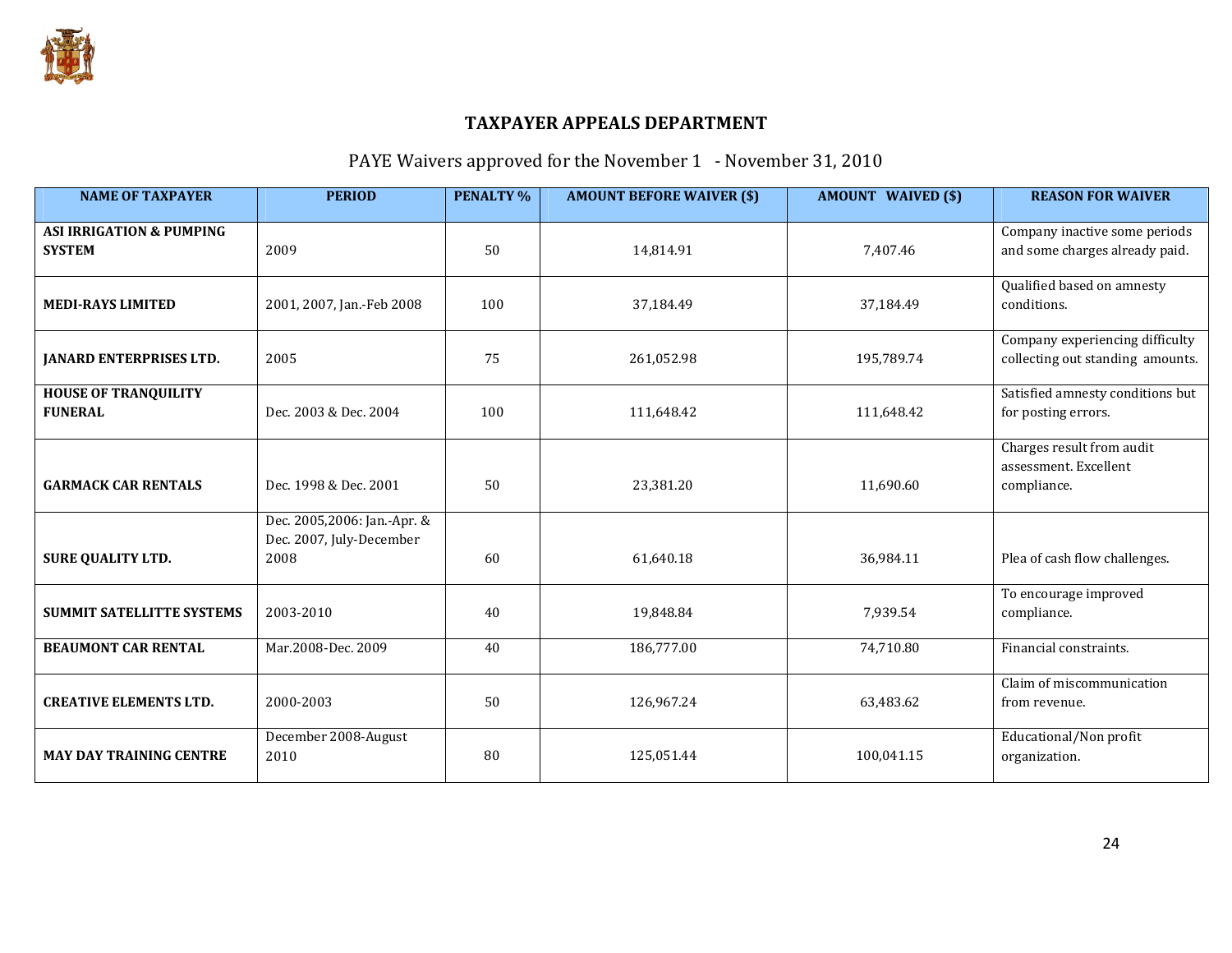## TAXPAYER APPEALS DEPARTMENT

### PAYE Waivers approved for the November 1 - November 31, 2010

| NAME OF TAXPAYER | PERIOD | PENALTY % | AMOUNT BEFORE WAIVER ($) | AMOUNT WAIVED ($) | REASON FOR WAIVER |
|---|---|---|---|---|---|
| **ASI IRRIGATION & PUMPING SYSTEM** | 2009 | 50 | 14,814.91 | 7,407.46 | Company inactive some periods and some charges already paid. |
| **MEDI-RAYS LIMITED** | 2001, 2007, Jan.-Feb 2008 | 100 | 37,184.49 | 37,184.49 | Qualified based on amnesty conditions. |
| **JANARD ENTERPRISES LTD.** | 2005 | 75 | 261,052.98 | 195,789.74 | Company experiencing difficulty collecting out standing amounts. |
| **HOUSE OF TRANQUILITY FUNERAL** | Dec. 2003 & Dec. 2004 | 100 | 111,648.42 | 111,648.42 | Satisfied amnesty conditions but for posting errors. |
| **GARMACK CAR RENTALS** | Dec. 1998 & Dec. 2001 | 50 | 23,381.20 | 11,690.60 | Charges result from audit assessment. Excellent compliance. |
| **SURE QUALITY LTD.** | Dec. 2005,2006: Jan.-Apr. & Dec. 2007, July-December 2008 | 60 | 61,640.18 | 36,984.11 | Plea of cash flow challenges. |
| **SUMMIT SATELLITTE SYSTEMS** | 2003-2010 | 40 | 19,848.84 | 7,939.54 | To encourage improved compliance. |
| **BEAUMONT CAR RENTAL** | Mar.2008-Dec. 2009 | 40 | 186,777.00 | 74,710.80 | Financial constraints. |
| **CREATIVE ELEMENTS LTD.** | 2000-2003 | 50 | 126,967.24 | 63,483.62 | Claim of miscommunication from revenue. |
| **MAY DAY TRAINING CENTRE** | December 2008-August 2010 | 80 | 125,051.44 | 100,041.15 | Educational/Non profit organization. |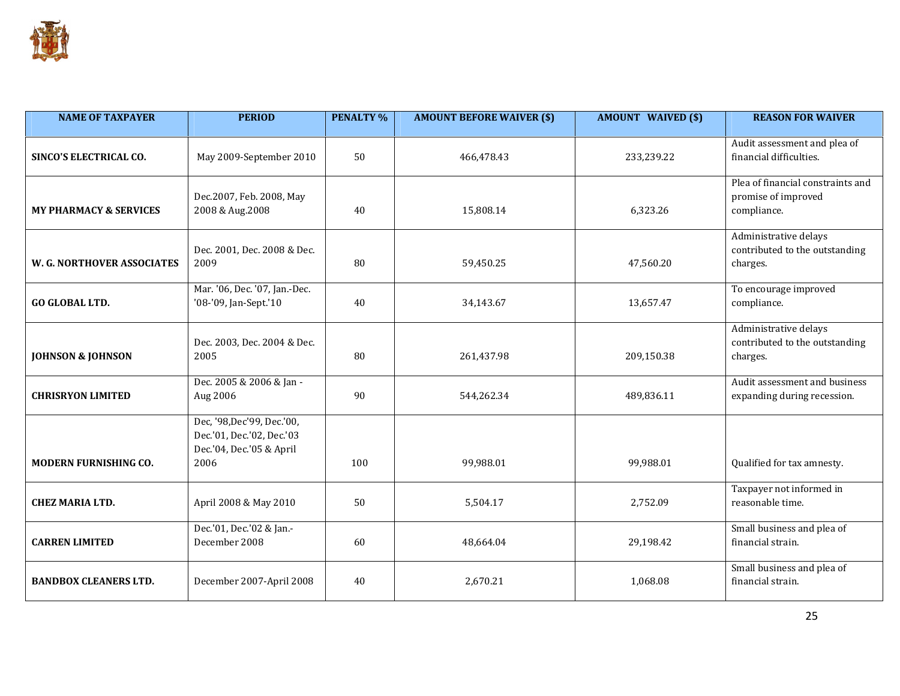| NAME OF TAXPAYER | PERIOD | PENALTY % | AMOUNT BEFORE WAIVER ($) | AMOUNT WAIVED ($) | REASON FOR WAIVER |
|---|---|---|---|---|---|
| **SINCO'S ELECTRICAL CO.** | May 2009-September 2010 | 50 | 466,478.43 | 233,239.22 | Audit assessment and plea of financial difficulties. |
| **MY PHARMACY & SERVICES** | Dec.2007, Feb. 2008, May 2008 & Aug.2008 | 40 | 15,808.14 | 6,323.26 | Plea of financial constraints and promise of improved compliance. |
| **W. G. NORTHOVER ASSOCIATES** | Dec. 2001, Dec. 2008 & Dec. 2009 | 80 | 59,450.25 | 47,560.20 | Administrative delays contributed to the outstanding charges. |
| **GO GLOBAL LTD.** | Mar. '06, Dec. '07, Jan.-Dec. '08-'09, Jan-Sept.'10 | 40 | 34,143.67 | 13,657.47 | To encourage improved compliance. |
| **JOHNSON & JOHNSON** | Dec. 2003, Dec. 2004 & Dec. 2005 | 80 | 261,437.98 | 209,150.38 | Administrative delays contributed to the outstanding charges. |
| **CHRISRYON LIMITED** | Dec. 2005 & 2006 & Jan - Aug 2006 | 90 | 544,262.34 | 489,836.11 | Audit assessment and business expanding during recession. |
| **MODERN FURNISHING CO.** | Dec, '98,Dec'99, Dec.'00, Dec.'01, Dec.'02, Dec.'03 Dec.'04, Dec.'05 & April 2006 | 100 | 99,988.01 | 99,988.01 | Qualified for tax amnesty. |
| **CHEZ MARIA LTD.** | April 2008 & May 2010 | 50 | 5,504.17 | 2,752.09 | Taxpayer not informed in reasonable time. |
| **CARREN LIMITED** | Dec.'01, Dec.'02 & Jan.-December 2008 | 60 | 48,664.04 | 29,198.42 | Small business and plea of financial strain. |
| **BANDBOX CLEANERS LTD.** | December 2007-April 2008 | 40 | 2,670.21 | 1,068.08 | Small business and plea of financial strain. |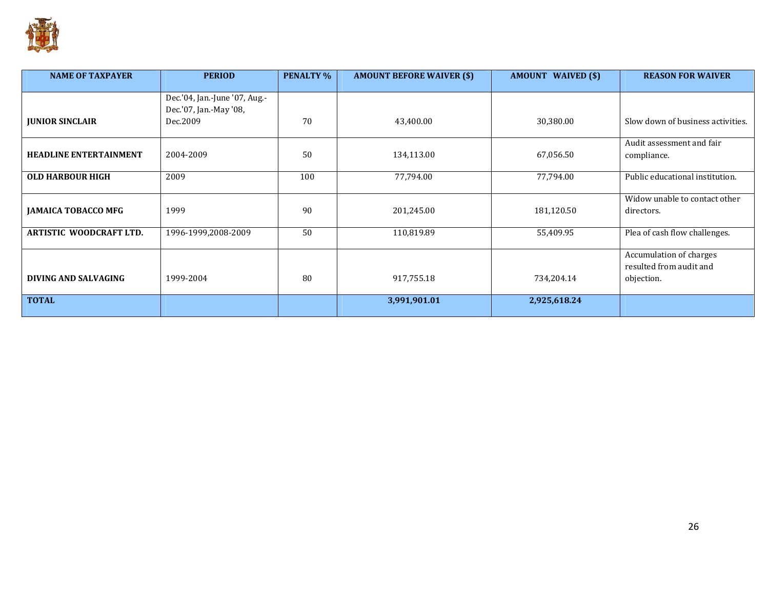| NAME OF TAXPAYER | PERIOD | PENALTY % | AMOUNT BEFORE WAIVER ($) | AMOUNT WAIVED ($) | REASON FOR WAIVER |
|---|---|---|---|---|---|
| **JUNIOR SINCLAIR** | Dec.'04, Jan.-June '07, Aug.-Dec.'07, Jan.-May '08, Dec.2009 | 70 | 43,400.00 | 30,380.00 | Slow down of business activities. |
| **HEADLINE ENTERTAINMENT** | 2004-2009 | 50 | 134,113.00 | 67,056.50 | Audit assessment and fair compliance. |
| **OLD HARBOUR HIGH** | 2009 | 100 | 77,794.00 | 77,794.00 | Public educational institution. |
| **JAMAICA TOBACCO MFG** | 1999 | 90 | 201,245.00 | 181,120.50 | Widow unable to contact other directors. |
| **ARTISTIC WOODCRAFT LTD.** | 1996-1999,2008-2009 | 50 | 110,819.89 | 55,409.95 | Plea of cash flow challenges. |
| **DIVING AND SALVAGING** | 1999-2004 | 80 | 917,755.18 | 734,204.14 | Accumulation of charges resulted from audit and objection. |
| **TOTAL** | | | **3,991,901.01** | **2,925,618.24** | |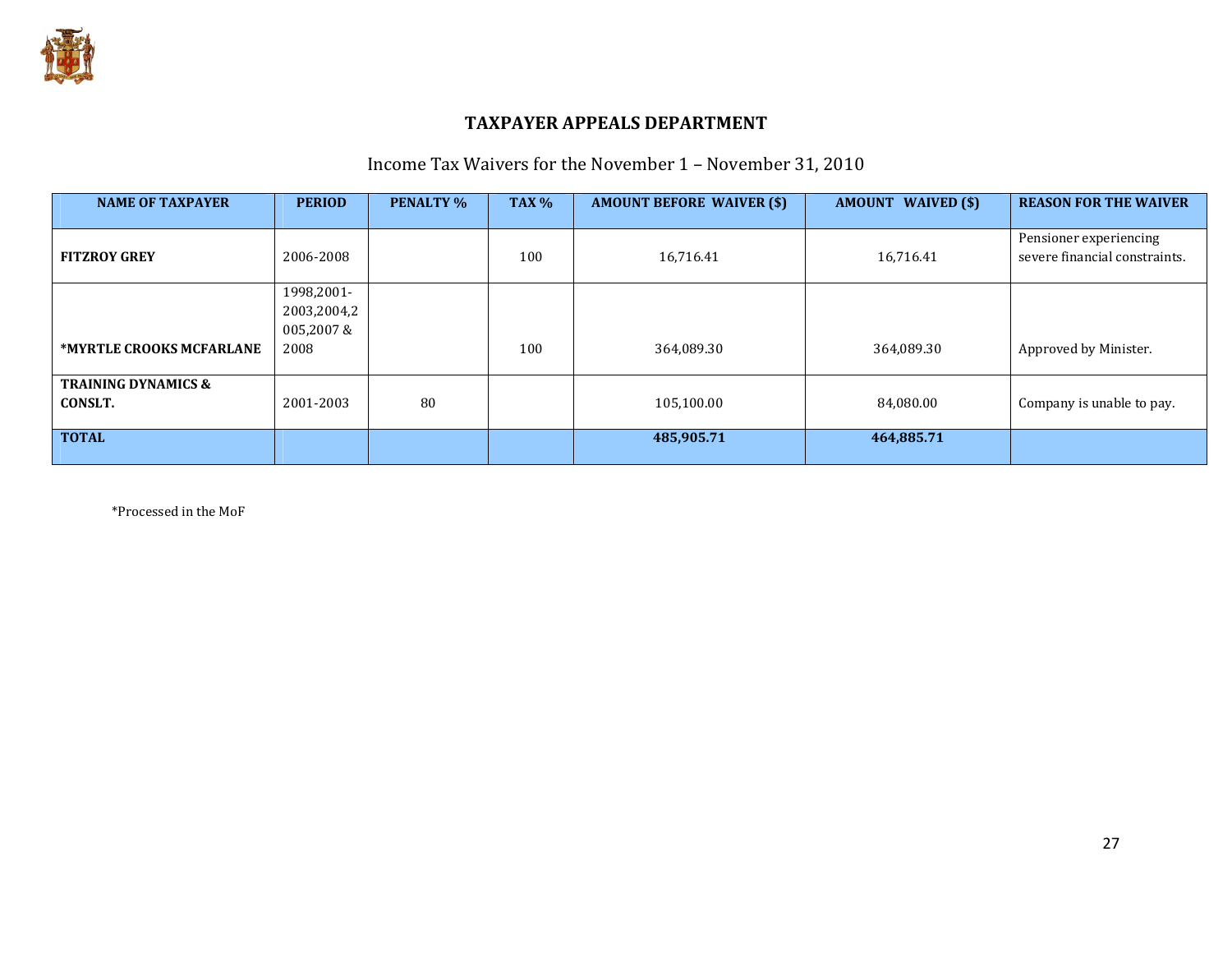## TAXPAYER APPEALS DEPARTMENT

Income Tax Waivers for the November 1 – November 31, 2010

| NAME OF TAXPAYER | PERIOD | PENALTY % | TAX % | AMOUNT BEFORE WAIVER ($) | AMOUNT WAIVED ($) | REASON FOR THE WAIVER |
|---|---|---|---|---|---|---|
| **FITZROY GREY** | 2006-2008 | | 100 | 16,716.41 | 16,716.41 | Pensioner experiencing severe financial constraints. |
| ***MYRTLE CROOKS MCFARLANE** | 1998,2001-2003,2004,2005,2007 & 2008 | | 100 | 364,089.30 | 364,089.30 | Approved by Minister. |
| **TRAINING DYNAMICS & CONSLT.** | 2001-2003 | 80 | | 105,100.00 | 84,080.00 | Company is unable to pay. |
| **TOTAL** | | | | **485,905.71** | **464,885.71** | |

*Processed in the MoF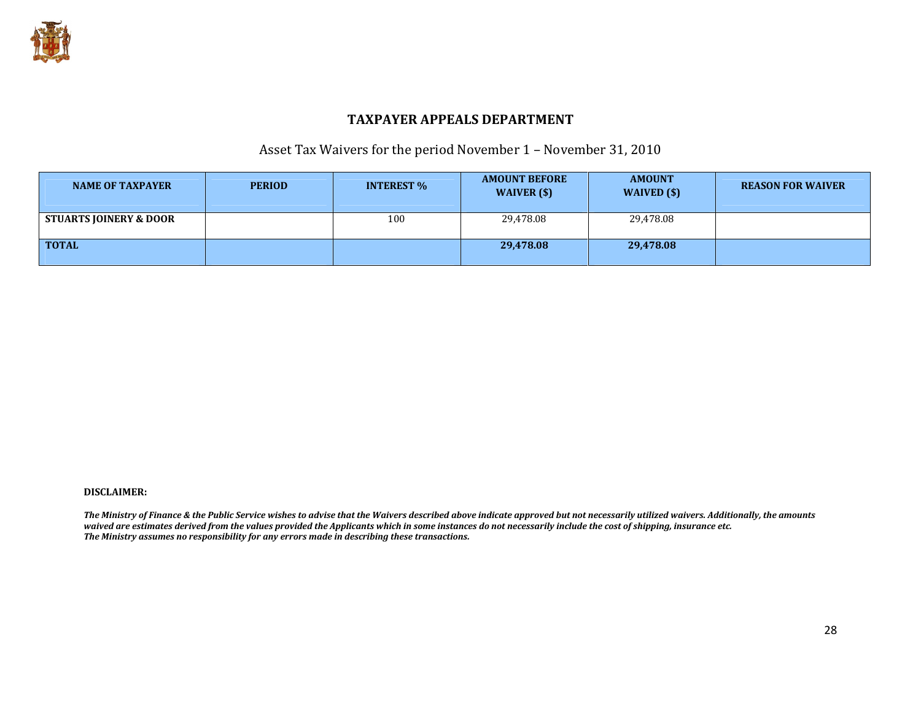## TAXPAYER APPEALS DEPARTMENT

Asset Tax Waivers for the period November 1 – November 31, 2010

| NAME OF TAXPAYER | PERIOD | INTEREST % | AMOUNT BEFORE WAIVER ($) | AMOUNT WAIVED ($) | REASON FOR WAIVER |
|---|---|---|---|---|---|
| **STUARTS JOINERY & DOOR** | | 100 | 29,478.08 | 29,478.08 | |
| **TOTAL** | | | **29,478.08** | **29,478.08** | |

**DISCLAIMER:**

***The Ministry of Finance & the Public Service wishes to advise that the Waivers described above indicate approved but not necessarily utilized waivers. Additionally, the amounts waived are estimates derived from the values provided the Applicants which in some instances do not necessarily include the cost of shipping, insurance etc.***
***The Ministry assumes no responsibility for any errors made in describing these transactions.***